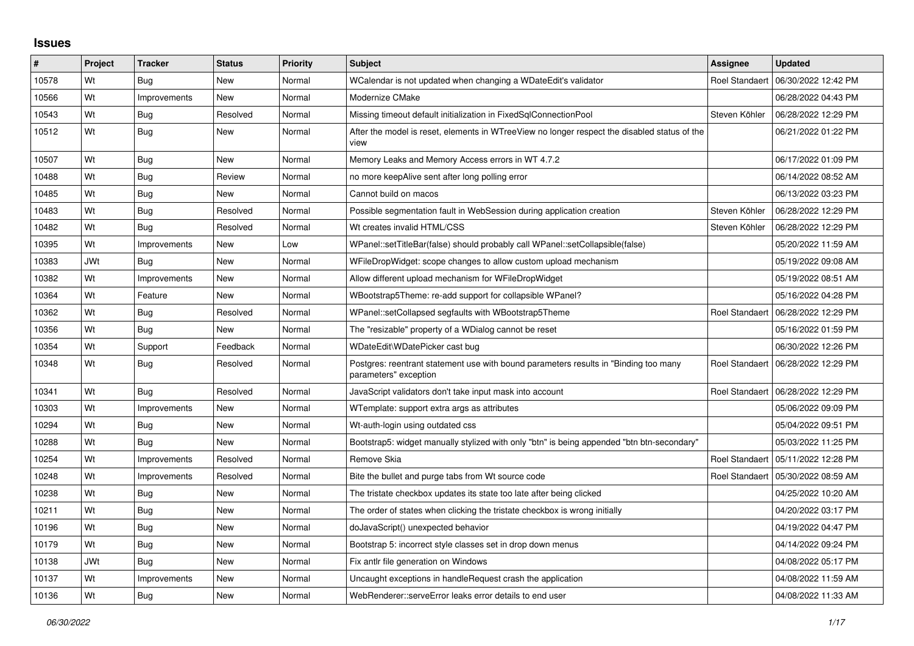# Issues

| # | Project | Tracker | Status | Priority | Subject | Assignee | Updated |
|---|---|---|---|---|---|---|---|
| 10578 | Wt | Bug | New | Normal | WCalendar is not updated when changing a WDateEdit's validator | Roel Standaert | 06/30/2022 12:42 PM |
| 10566 | Wt | Improvements | New | Normal | Modernize CMake | | 06/28/2022 04:43 PM |
| 10543 | Wt | Bug | Resolved | Normal | Missing timeout default initialization in FixedSqlConnectionPool | Steven Köhler | 06/28/2022 12:29 PM |
| 10512 | Wt | Bug | New | Normal | After the model is reset, elements in WTreeView no longer respect the disabled status of the view | | 06/21/2022 01:22 PM |
| 10507 | Wt | Bug | New | Normal | Memory Leaks and Memory Access errors in WT 4.7.2 | | 06/17/2022 01:09 PM |
| 10488 | Wt | Bug | Review | Normal | no more keepAlive sent after long polling error | | 06/14/2022 08:52 AM |
| 10485 | Wt | Bug | New | Normal | Cannot build on macos | | 06/13/2022 03:23 PM |
| 10483 | Wt | Bug | Resolved | Normal | Possible segmentation fault in WebSession during application creation | Steven Köhler | 06/28/2022 12:29 PM |
| 10482 | Wt | Bug | Resolved | Normal | Wt creates invalid HTML/CSS | Steven Köhler | 06/28/2022 12:29 PM |
| 10395 | Wt | Improvements | New | Low | WPanel::setTitleBar(false) should probably call WPanel::setCollapsible(false) | | 05/20/2022 11:59 AM |
| 10383 | JWt | Bug | New | Normal | WFileDropWidget: scope changes to allow custom upload mechanism | | 05/19/2022 09:08 AM |
| 10382 | Wt | Improvements | New | Normal | Allow different upload mechanism for WFileDropWidget | | 05/19/2022 08:51 AM |
| 10364 | Wt | Feature | New | Normal | WBootstrap5Theme: re-add support for collapsible WPanel? | | 05/16/2022 04:28 PM |
| 10362 | Wt | Bug | Resolved | Normal | WPanel::setCollapsed segfaults with WBootstrap5Theme | Roel Standaert | 06/28/2022 12:29 PM |
| 10356 | Wt | Bug | New | Normal | The "resizable" property of a WDialog cannot be reset | | 05/16/2022 01:59 PM |
| 10354 | Wt | Support | Feedback | Normal | WDateEdit\WDatePicker cast bug | | 06/30/2022 12:26 PM |
| 10348 | Wt | Bug | Resolved | Normal | Postgres: reentrant statement use with bound parameters results in "Binding too many parameters" exception | Roel Standaert | 06/28/2022 12:29 PM |
| 10341 | Wt | Bug | Resolved | Normal | JavaScript validators don't take input mask into account | Roel Standaert | 06/28/2022 12:29 PM |
| 10303 | Wt | Improvements | New | Normal | WTemplate: support extra args as attributes | | 05/06/2022 09:09 PM |
| 10294 | Wt | Bug | New | Normal | Wt-auth-login using outdated css | | 05/04/2022 09:51 PM |
| 10288 | Wt | Bug | New | Normal | Bootstrap5: widget manually stylized with only "btn" is being appended "btn btn-secondary" | | 05/03/2022 11:25 PM |
| 10254 | Wt | Improvements | Resolved | Normal | Remove Skia | Roel Standaert | 05/11/2022 12:28 PM |
| 10248 | Wt | Improvements | Resolved | Normal | Bite the bullet and purge tabs from Wt source code | Roel Standaert | 05/30/2022 08:59 AM |
| 10238 | Wt | Bug | New | Normal | The tristate checkbox updates its state too late after being clicked | | 04/25/2022 10:20 AM |
| 10211 | Wt | Bug | New | Normal | The order of states when clicking the tristate checkbox is wrong initially | | 04/20/2022 03:17 PM |
| 10196 | Wt | Bug | New | Normal | doJavaScript() unexpected behavior | | 04/19/2022 04:47 PM |
| 10179 | Wt | Bug | New | Normal | Bootstrap 5: incorrect style classes set in drop down menus | | 04/14/2022 09:24 PM |
| 10138 | JWt | Bug | New | Normal | Fix antlr file generation on Windows | | 04/08/2022 05:17 PM |
| 10137 | Wt | Improvements | New | Normal | Uncaught exceptions in handleRequest crash the application | | 04/08/2022 11:59 AM |
| 10136 | Wt | Bug | New | Normal | WebRenderer::serveError leaks error details to end user | | 04/08/2022 11:33 AM |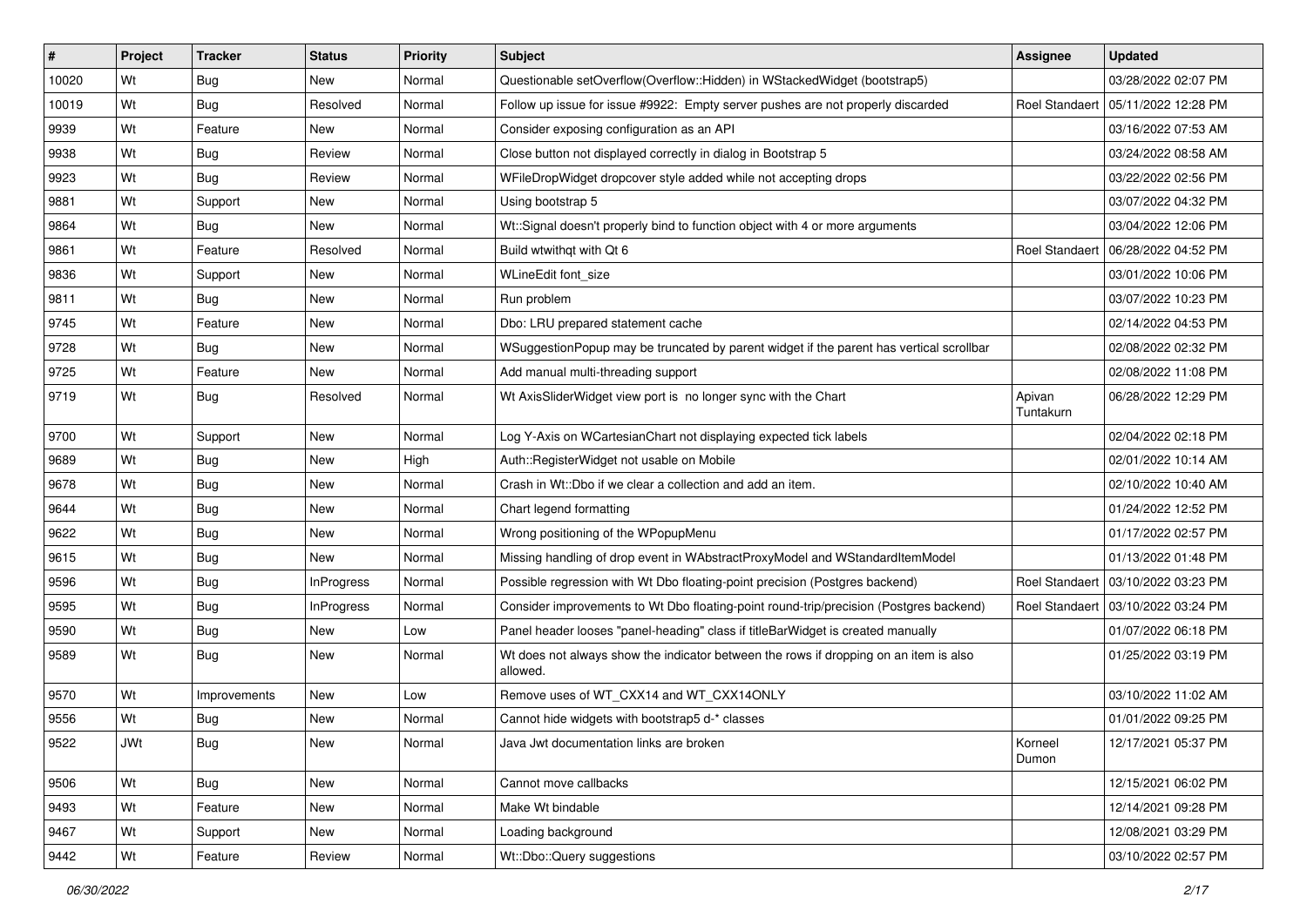| # | Project | Tracker | Status | Priority | Subject | Assignee | Updated |
|---|---|---|---|---|---|---|---|
| 10020 | Wt | Bug | New | Normal | Questionable setOverflow(Overflow::Hidden) in WStackedWidget (bootstrap5) | | 03/28/2022 02:07 PM |
| 10019 | Wt | Bug | Resolved | Normal | Follow up issue for issue #9922: Empty server pushes are not properly discarded | Roel Standaert | 05/11/2022 12:28 PM |
| 9939 | Wt | Feature | New | Normal | Consider exposing configuration as an API | | 03/16/2022 07:53 AM |
| 9938 | Wt | Bug | Review | Normal | Close button not displayed correctly in dialog in Bootstrap 5 | | 03/24/2022 08:58 AM |
| 9923 | Wt | Bug | Review | Normal | WFileDropWidget dropcover style added while not accepting drops | | 03/22/2022 02:56 PM |
| 9881 | Wt | Support | New | Normal | Using bootstrap 5 | | 03/07/2022 04:32 PM |
| 9864 | Wt | Bug | New | Normal | Wt::Signal doesn't properly bind to function object with 4 or more arguments | | 03/04/2022 12:06 PM |
| 9861 | Wt | Feature | Resolved | Normal | Build wtwithqt with Qt 6 | Roel Standaert | 06/28/2022 04:52 PM |
| 9836 | Wt | Support | New | Normal | WLineEdit font_size | | 03/01/2022 10:06 PM |
| 9811 | Wt | Bug | New | Normal | Run problem | | 03/07/2022 10:23 PM |
| 9745 | Wt | Feature | New | Normal | Dbo: LRU prepared statement cache | | 02/14/2022 04:53 PM |
| 9728 | Wt | Bug | New | Normal | WSuggestionPopup may be truncated by parent widget if the parent has vertical scrollbar | | 02/08/2022 02:32 PM |
| 9725 | Wt | Feature | New | Normal | Add manual multi-threading support | | 02/08/2022 11:08 PM |
| 9719 | Wt | Bug | Resolved | Normal | Wt AxisSliderWidget view port is no longer sync with the Chart | Apivan Tuntakurn | 06/28/2022 12:29 PM |
| 9700 | Wt | Support | New | Normal | Log Y-Axis on WCartesianChart not displaying expected tick labels | | 02/04/2022 02:18 PM |
| 9689 | Wt | Bug | New | High | Auth::RegisterWidget not usable on Mobile | | 02/01/2022 10:14 AM |
| 9678 | Wt | Bug | New | Normal | Crash in Wt::Dbo if we clear a collection and add an item. | | 02/10/2022 10:40 AM |
| 9644 | Wt | Bug | New | Normal | Chart legend formatting | | 01/24/2022 12:52 PM |
| 9622 | Wt | Bug | New | Normal | Wrong positioning of the WPopupMenu | | 01/17/2022 02:57 PM |
| 9615 | Wt | Bug | New | Normal | Missing handling of drop event in WAbstractProxyModel and WStandardItemModel | | 01/13/2022 01:48 PM |
| 9596 | Wt | Bug | InProgress | Normal | Possible regression with Wt Dbo floating-point precision (Postgres backend) | Roel Standaert | 03/10/2022 03:23 PM |
| 9595 | Wt | Bug | InProgress | Normal | Consider improvements to Wt Dbo floating-point round-trip/precision (Postgres backend) | Roel Standaert | 03/10/2022 03:24 PM |
| 9590 | Wt | Bug | New | Low | Panel header looses "panel-heading" class if titleBarWidget is created manually | | 01/07/2022 06:18 PM |
| 9589 | Wt | Bug | New | Normal | Wt does not always show the indicator between the rows if dropping on an item is also allowed. | | 01/25/2022 03:19 PM |
| 9570 | Wt | Improvements | New | Low | Remove uses of WT_CXX14 and WT_CXX14ONLY | | 03/10/2022 11:02 AM |
| 9556 | Wt | Bug | New | Normal | Cannot hide widgets with bootstrap5 d-* classes | | 01/01/2022 09:25 PM |
| 9522 | JWt | Bug | New | Normal | Java Jwt documentation links are broken | Korneel Dumon | 12/17/2021 05:37 PM |
| 9506 | Wt | Bug | New | Normal | Cannot move callbacks | | 12/15/2021 06:02 PM |
| 9493 | Wt | Feature | New | Normal | Make Wt bindable | | 12/14/2021 09:28 PM |
| 9467 | Wt | Support | New | Normal | Loading background | | 12/08/2021 03:29 PM |
| 9442 | Wt | Feature | Review | Normal | Wt::Dbo::Query suggestions | | 03/10/2022 02:57 PM |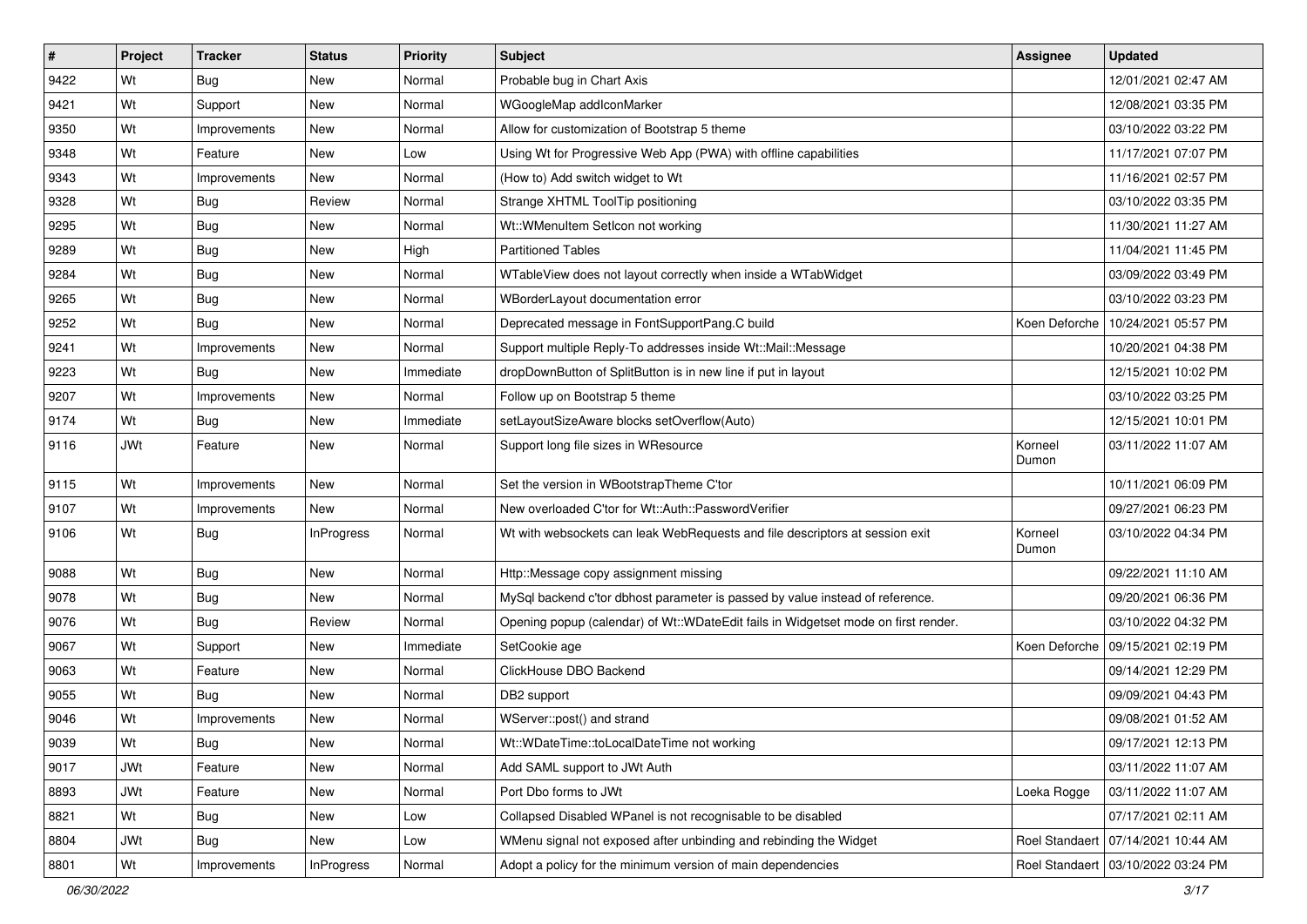| # | Project | Tracker | Status | Priority | Subject | Assignee | Updated |
|---|---|---|---|---|---|---|---|
| 9422 | Wt | Bug | New | Normal | Probable bug in Chart Axis | | 12/01/2021 02:47 AM |
| 9421 | Wt | Support | New | Normal | WGoogleMap addIconMarker | | 12/08/2021 03:35 PM |
| 9350 | Wt | Improvements | New | Normal | Allow for customization of Bootstrap 5 theme | | 03/10/2022 03:22 PM |
| 9348 | Wt | Feature | New | Low | Using Wt for Progressive Web App (PWA) with offline capabilities | | 11/17/2021 07:07 PM |
| 9343 | Wt | Improvements | New | Normal | (How to) Add switch widget to Wt | | 11/16/2021 02:57 PM |
| 9328 | Wt | Bug | Review | Normal | Strange XHTML ToolTip positioning | | 03/10/2022 03:35 PM |
| 9295 | Wt | Bug | New | Normal | Wt::WMenuItem SetIcon not working | | 11/30/2021 11:27 AM |
| 9289 | Wt | Bug | New | High | Partitioned Tables | | 11/04/2021 11:45 PM |
| 9284 | Wt | Bug | New | Normal | WTableView does not layout correctly when inside a WTabWidget | | 03/09/2022 03:49 PM |
| 9265 | Wt | Bug | New | Normal | WBorderLayout documentation error | | 03/10/2022 03:23 PM |
| 9252 | Wt | Bug | New | Normal | Deprecated message in FontSupportPang.C build | Koen Deforche | 10/24/2021 05:57 PM |
| 9241 | Wt | Improvements | New | Normal | Support multiple Reply-To addresses inside Wt::Mail::Message | | 10/20/2021 04:38 PM |
| 9223 | Wt | Bug | New | Immediate | dropDownButton of SplitButton is in new line if put in layout | | 12/15/2021 10:02 PM |
| 9207 | Wt | Improvements | New | Normal | Follow up on Bootstrap 5 theme | | 03/10/2022 03:25 PM |
| 9174 | Wt | Bug | New | Immediate | setLayoutSizeAware blocks setOverflow(Auto) | | 12/15/2021 10:01 PM |
| 9116 | JWt | Feature | New | Normal | Support long file sizes in WResource | Korneel Dumon | 03/11/2022 11:07 AM |
| 9115 | Wt | Improvements | New | Normal | Set the version in WBootstrapTheme C'tor | | 10/11/2021 06:09 PM |
| 9107 | Wt | Improvements | New | Normal | New overloaded C'tor for Wt::Auth::PasswordVerifier | | 09/27/2021 06:23 PM |
| 9106 | Wt | Bug | InProgress | Normal | Wt with websockets can leak WebRequests and file descriptors at session exit | Korneel Dumon | 03/10/2022 04:34 PM |
| 9088 | Wt | Bug | New | Normal | Http::Message copy assignment missing | | 09/22/2021 11:10 AM |
| 9078 | Wt | Bug | New | Normal | MySql backend c'tor dbhost parameter is passed by value instead of reference. | | 09/20/2021 06:36 PM |
| 9076 | Wt | Bug | Review | Normal | Opening popup (calendar) of Wt::WDateEdit fails in Widgetset mode on first render. | | 03/10/2022 04:32 PM |
| 9067 | Wt | Support | New | Immediate | SetCookie age | Koen Deforche | 09/15/2021 02:19 PM |
| 9063 | Wt | Feature | New | Normal | ClickHouse DBO Backend | | 09/14/2021 12:29 PM |
| 9055 | Wt | Bug | New | Normal | DB2 support | | 09/09/2021 04:43 PM |
| 9046 | Wt | Improvements | New | Normal | WServer::post() and strand | | 09/08/2021 01:52 AM |
| 9039 | Wt | Bug | New | Normal | Wt::WDateTime::toLocalDateTime not working | | 09/17/2021 12:13 PM |
| 9017 | JWt | Feature | New | Normal | Add SAML support to JWt Auth | | 03/11/2022 11:07 AM |
| 8893 | JWt | Feature | New | Normal | Port Dbo forms to JWt | Loeka Rogge | 03/11/2022 11:07 AM |
| 8821 | Wt | Bug | New | Low | Collapsed Disabled WPanel is not recognisable to be disabled | | 07/17/2021 02:11 AM |
| 8804 | JWt | Bug | New | Low | WMenu signal not exposed after unbinding and rebinding the Widget | Roel Standaert | 07/14/2021 10:44 AM |
| 8801 | Wt | Improvements | InProgress | Normal | Adopt a policy for the minimum version of main dependencies | Roel Standaert | 03/10/2022 03:24 PM |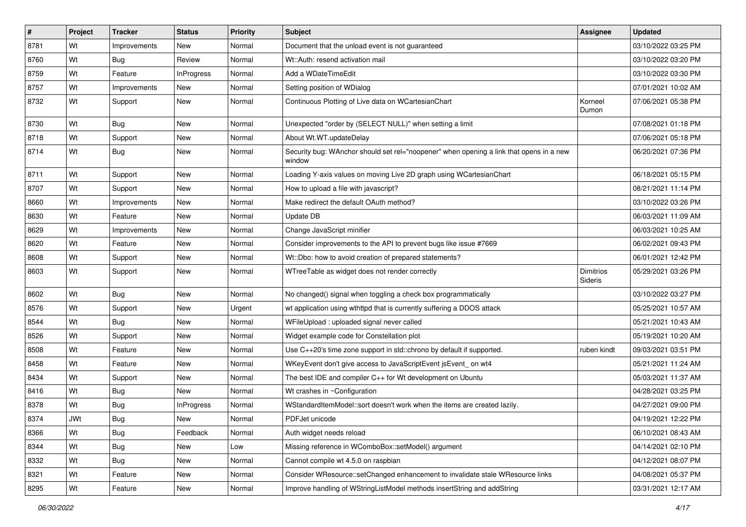| # | Project | Tracker | Status | Priority | Subject | Assignee | Updated |
|---|---|---|---|---|---|---|---|
| 8781 | Wt | Improvements | New | Normal | Document that the unload event is not guaranteed | | 03/10/2022 03:25 PM |
| 8760 | Wt | Bug | Review | Normal | Wt::Auth: resend activation mail | | 03/10/2022 03:20 PM |
| 8759 | Wt | Feature | InProgress | Normal | Add a WDateTimeEdit | | 03/10/2022 03:30 PM |
| 8757 | Wt | Improvements | New | Normal | Setting position of WDialog | | 07/01/2021 10:02 AM |
| 8732 | Wt | Support | New | Normal | Continuous Plotting of Live data on WCartesianChart | Korneel Dumon | 07/06/2021 05:38 PM |
| 8730 | Wt | Bug | New | Normal | Unexpected "order by (SELECT NULL)" when setting a limit | | 07/08/2021 01:18 PM |
| 8718 | Wt | Support | New | Normal | About Wt.WT.updateDelay | | 07/06/2021 05:18 PM |
| 8714 | Wt | Bug | New | Normal | Security bug: WAnchor should set rel="noopener" when opening a link that opens in a new window | | 06/20/2021 07:36 PM |
| 8711 | Wt | Support | New | Normal | Loading Y-axis values on moving Live 2D graph using WCartesianChart | | 06/18/2021 05:15 PM |
| 8707 | Wt | Support | New | Normal | How to upload a file with javascript? | | 08/21/2021 11:14 PM |
| 8660 | Wt | Improvements | New | Normal | Make redirect the default OAuth method? | | 03/10/2022 03:26 PM |
| 8630 | Wt | Feature | New | Normal | Update DB | | 06/03/2021 11:09 AM |
| 8629 | Wt | Improvements | New | Normal | Change JavaScript minifier | | 06/03/2021 10:25 AM |
| 8620 | Wt | Feature | New | Normal | Consider improvements to the API to prevent bugs like issue #7669 | | 06/02/2021 09:43 PM |
| 8608 | Wt | Support | New | Normal | Wt::Dbo: how to avoid creation of prepared statements? | | 06/01/2021 12:42 PM |
| 8603 | Wt | Support | New | Normal | WTreeTable as widget does not render correctly | Dimitrios Sideris | 05/29/2021 03:26 PM |
| 8602 | Wt | Bug | New | Normal | No changed() signal when toggling a check box programmatically | | 03/10/2022 03:27 PM |
| 8576 | Wt | Support | New | Urgent | wt application using wthttpd that is currently suffering a DDOS attack | | 05/25/2021 10:57 AM |
| 8544 | Wt | Bug | New | Normal | WFileUpload : uploaded signal never called | | 05/21/2021 10:43 AM |
| 8526 | Wt | Support | New | Normal | Widget example code for Constellation plot | | 05/19/2021 10:20 AM |
| 8508 | Wt | Feature | New | Normal | Use C++20's time zone support in std::chrono by default if supported. | ruben kindt | 09/03/2021 03:51 PM |
| 8458 | Wt | Feature | New | Normal | WKeyEvent don't give access to JavaScriptEvent jsEvent_ on wt4 | | 05/21/2021 11:24 AM |
| 8434 | Wt | Support | New | Normal | The best IDE and compiler C++ for Wt development on Ubuntu | | 05/03/2021 11:37 AM |
| 8416 | Wt | Bug | New | Normal | Wt crashes in ~Configuration | | 04/28/2021 03:25 PM |
| 8378 | Wt | Bug | InProgress | Normal | WStandardItemModel::sort doesn't work when the items are created lazily. | | 04/27/2021 09:00 PM |
| 8374 | JWt | Bug | New | Normal | PDFJet unicode | | 04/19/2021 12:22 PM |
| 8366 | Wt | Bug | Feedback | Normal | Auth widget needs reload | | 06/10/2021 08:43 AM |
| 8344 | Wt | Bug | New | Low | Missing reference in WComboBox::setModel() argument | | 04/14/2021 02:10 PM |
| 8332 | Wt | Bug | New | Normal | Cannot compile wt 4.5.0 on raspbian | | 04/12/2021 08:07 PM |
| 8321 | Wt | Feature | New | Normal | Consider WResource::setChanged enhancement to invalidate stale WResource links | | 04/08/2021 05:37 PM |
| 8295 | Wt | Feature | New | Normal | Improve handling of WStringListModel methods insertString and addString | | 03/31/2021 12:17 AM |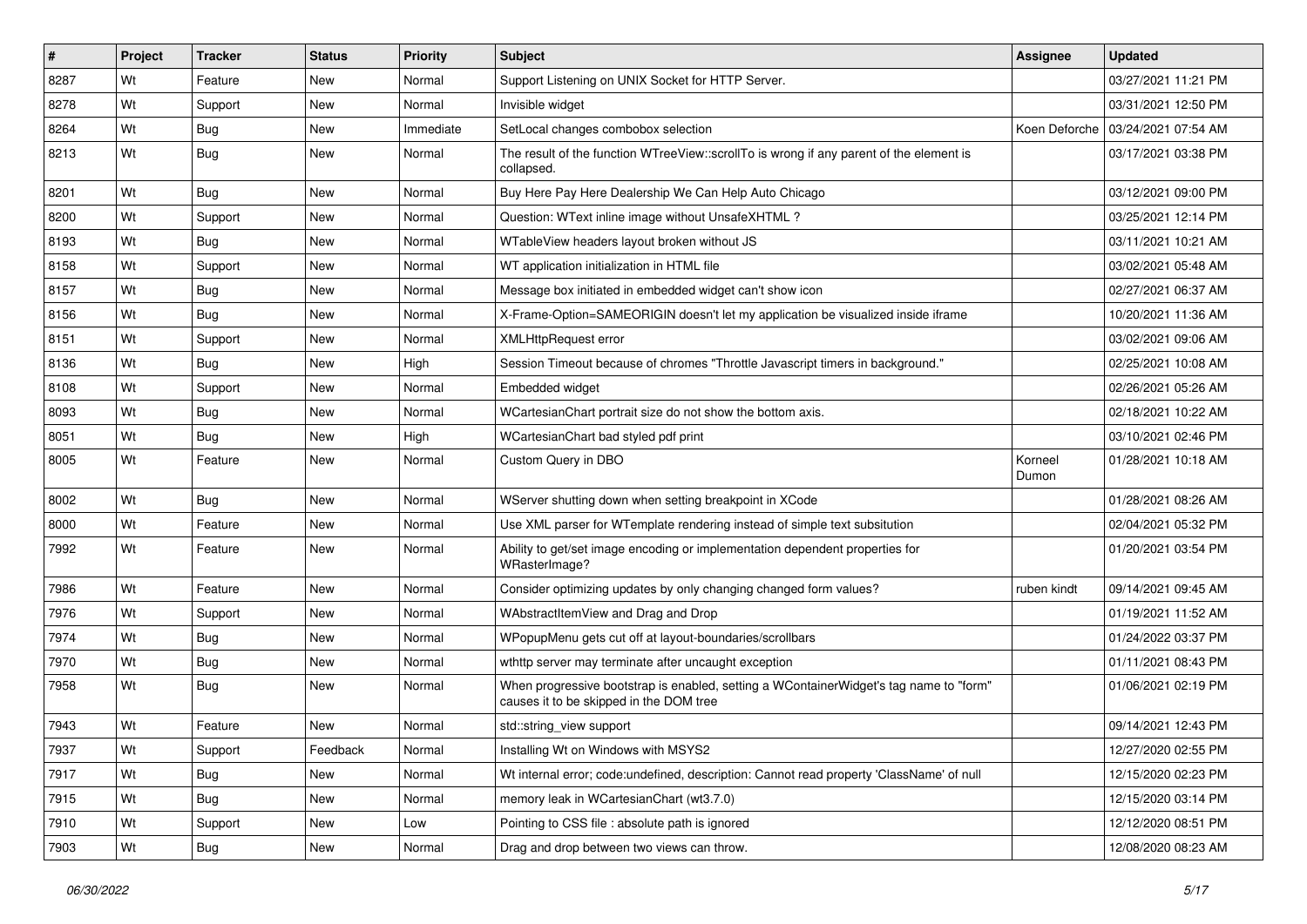| # | Project | Tracker | Status | Priority | Subject | Assignee | Updated |
| --- | --- | --- | --- | --- | --- | --- | --- |
| 8287 | Wt | Feature | New | Normal | Support Listening on UNIX Socket for HTTP Server. | | 03/27/2021 11:21 PM |
| 8278 | Wt | Support | New | Normal | Invisible widget | | 03/31/2021 12:50 PM |
| 8264 | Wt | Bug | New | Immediate | SetLocal changes combobox selection | Koen Deforche | 03/24/2021 07:54 AM |
| 8213 | Wt | Bug | New | Normal | The result of the function WTreeView::scrollTo is wrong if any parent of the element is collapsed. | | 03/17/2021 03:38 PM |
| 8201 | Wt | Bug | New | Normal | Buy Here Pay Here Dealership We Can Help Auto Chicago | | 03/12/2021 09:00 PM |
| 8200 | Wt | Support | New | Normal | Question: WText inline image without UnsafeXHTML ? | | 03/25/2021 12:14 PM |
| 8193 | Wt | Bug | New | Normal | WTableView headers layout broken without JS | | 03/11/2021 10:21 AM |
| 8158 | Wt | Support | New | Normal | WT application initialization in HTML file | | 03/02/2021 05:48 AM |
| 8157 | Wt | Bug | New | Normal | Message box initiated in embedded widget can't show icon | | 02/27/2021 06:37 AM |
| 8156 | Wt | Bug | New | Normal | X-Frame-Option=SAMEORIGIN doesn't let my application be visualized inside iframe | | 10/20/2021 11:36 AM |
| 8151 | Wt | Support | New | Normal | XMLHttpRequest error | | 03/02/2021 09:06 AM |
| 8136 | Wt | Bug | New | High | Session Timeout because of chromes "Throttle Javascript timers in background." | | 02/25/2021 10:08 AM |
| 8108 | Wt | Support | New | Normal | Embedded widget | | 02/26/2021 05:26 AM |
| 8093 | Wt | Bug | New | Normal | WCartesianChart portrait size do not show the bottom axis. | | 02/18/2021 10:22 AM |
| 8051 | Wt | Bug | New | High | WCartesianChart bad styled pdf print | | 03/10/2021 02:46 PM |
| 8005 | Wt | Feature | New | Normal | Custom Query in DBO | Korneel Dumon | 01/28/2021 10:18 AM |
| 8002 | Wt | Bug | New | Normal | WServer shutting down when setting breakpoint in XCode | | 01/28/2021 08:26 AM |
| 8000 | Wt | Feature | New | Normal | Use XML parser for WTemplate rendering instead of simple text subsitution | | 02/04/2021 05:32 PM |
| 7992 | Wt | Feature | New | Normal | Ability to get/set image encoding or implementation dependent properties for WRasterImage? | | 01/20/2021 03:54 PM |
| 7986 | Wt | Feature | New | Normal | Consider optimizing updates by only changing changed form values? | ruben kindt | 09/14/2021 09:45 AM |
| 7976 | Wt | Support | New | Normal | WAbstractItemView and Drag and Drop | | 01/19/2021 11:52 AM |
| 7974 | Wt | Bug | New | Normal | WPopupMenu gets cut off at layout-boundaries/scrollbars | | 01/24/2022 03:37 PM |
| 7970 | Wt | Bug | New | Normal | wthttp server may terminate after uncaught exception | | 01/11/2021 08:43 PM |
| 7958 | Wt | Bug | New | Normal | When progressive bootstrap is enabled, setting a WContainerWidget's tag name to "form" causes it to be skipped in the DOM tree | | 01/06/2021 02:19 PM |
| 7943 | Wt | Feature | New | Normal | std::string_view support | | 09/14/2021 12:43 PM |
| 7937 | Wt | Support | Feedback | Normal | Installing Wt on Windows with MSYS2 | | 12/27/2020 02:55 PM |
| 7917 | Wt | Bug | New | Normal | Wt internal error; code:undefined, description: Cannot read property 'ClassName' of null | | 12/15/2020 02:23 PM |
| 7915 | Wt | Bug | New | Normal | memory leak in WCartesianChart (wt3.7.0) | | 12/15/2020 03:14 PM |
| 7910 | Wt | Support | New | Low | Pointing to CSS file : absolute path is ignored | | 12/12/2020 08:51 PM |
| 7903 | Wt | Bug | New | Normal | Drag and drop between two views can throw. | | 12/08/2020 08:23 AM |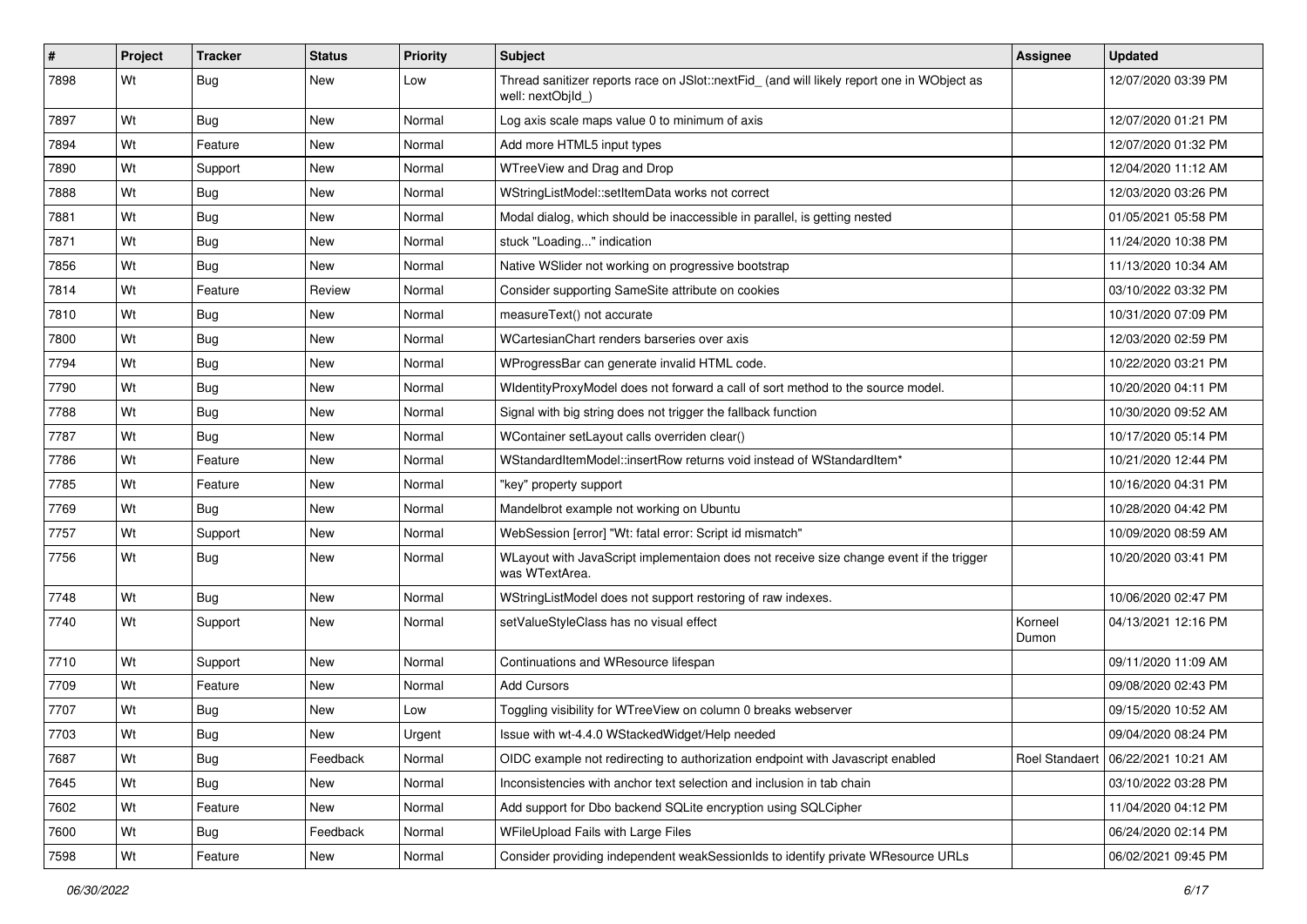| # | Project | Tracker | Status | Priority | Subject | Assignee | Updated |
| --- | --- | --- | --- | --- | --- | --- | --- |
| 7898 | Wt | Bug | New | Low | Thread sanitizer reports race on JSlot::nextFid_ (and will likely report one in WObject as well: nextObjId_) | | 12/07/2020 03:39 PM |
| 7897 | Wt | Bug | New | Normal | Log axis scale maps value 0 to minimum of axis | | 12/07/2020 01:21 PM |
| 7894 | Wt | Feature | New | Normal | Add more HTML5 input types | | 12/07/2020 01:32 PM |
| 7890 | Wt | Support | New | Normal | WTreeView and Drag and Drop | | 12/04/2020 11:12 AM |
| 7888 | Wt | Bug | New | Normal | WStringListModel::setItemData works not correct | | 12/03/2020 03:26 PM |
| 7881 | Wt | Bug | New | Normal | Modal dialog, which should be inaccessible in parallel, is getting nested | | 01/05/2021 05:58 PM |
| 7871 | Wt | Bug | New | Normal | stuck "Loading..." indication | | 11/24/2020 10:38 PM |
| 7856 | Wt | Bug | New | Normal | Native WSlider not working on progressive bootstrap | | 11/13/2020 10:34 AM |
| 7814 | Wt | Feature | Review | Normal | Consider supporting SameSite attribute on cookies | | 03/10/2022 03:32 PM |
| 7810 | Wt | Bug | New | Normal | measureText() not accurate | | 10/31/2020 07:09 PM |
| 7800 | Wt | Bug | New | Normal | WCartesianChart renders barseries over axis | | 12/03/2020 02:59 PM |
| 7794 | Wt | Bug | New | Normal | WProgressBar can generate invalid HTML code. | | 10/22/2020 03:21 PM |
| 7790 | Wt | Bug | New | Normal | WIdentityProxyModel does not forward a call of sort method to the source model. | | 10/20/2020 04:11 PM |
| 7788 | Wt | Bug | New | Normal | Signal with big string does not trigger the fallback function | | 10/30/2020 09:52 AM |
| 7787 | Wt | Bug | New | Normal | WContainer setLayout calls overriden clear() | | 10/17/2020 05:14 PM |
| 7786 | Wt | Feature | New | Normal | WStandardItemModel::insertRow returns void instead of WStandardItem* | | 10/21/2020 12:44 PM |
| 7785 | Wt | Feature | New | Normal | "key" property support | | 10/16/2020 04:31 PM |
| 7769 | Wt | Bug | New | Normal | Mandelbrot example not working on Ubuntu | | 10/28/2020 04:42 PM |
| 7757 | Wt | Support | New | Normal | WebSession [error] "Wt: fatal error: Script id mismatch" | | 10/09/2020 08:59 AM |
| 7756 | Wt | Bug | New | Normal | WLayout with JavaScript implementaion does not receive size change event if the trigger was WTextArea. | | 10/20/2020 03:41 PM |
| 7748 | Wt | Bug | New | Normal | WStringListModel does not support restoring of raw indexes. | | 10/06/2020 02:47 PM |
| 7740 | Wt | Support | New | Normal | setValueStyleClass has no visual effect | Korneel Dumon | 04/13/2021 12:16 PM |
| 7710 | Wt | Support | New | Normal | Continuations and WResource lifespan | | 09/11/2020 11:09 AM |
| 7709 | Wt | Feature | New | Normal | Add Cursors | | 09/08/2020 02:43 PM |
| 7707 | Wt | Bug | New | Low | Toggling visibility for WTreeView on column 0 breaks webserver | | 09/15/2020 10:52 AM |
| 7703 | Wt | Bug | New | Urgent | Issue with wt-4.4.0 WStackedWidget/Help needed | | 09/04/2020 08:24 PM |
| 7687 | Wt | Bug | Feedback | Normal | OIDC example not redirecting to authorization endpoint with Javascript enabled | Roel Standaert | 06/22/2021 10:21 AM |
| 7645 | Wt | Bug | New | Normal | Inconsistencies with anchor text selection and inclusion in tab chain | | 03/10/2022 03:28 PM |
| 7602 | Wt | Feature | New | Normal | Add support for Dbo backend SQLite encryption using SQLCipher | | 11/04/2020 04:12 PM |
| 7600 | Wt | Bug | Feedback | Normal | WFileUpload Fails with Large Files | | 06/24/2020 02:14 PM |
| 7598 | Wt | Feature | New | Normal | Consider providing independent weakSessionIds to identify private WResource URLs | | 06/02/2021 09:45 PM |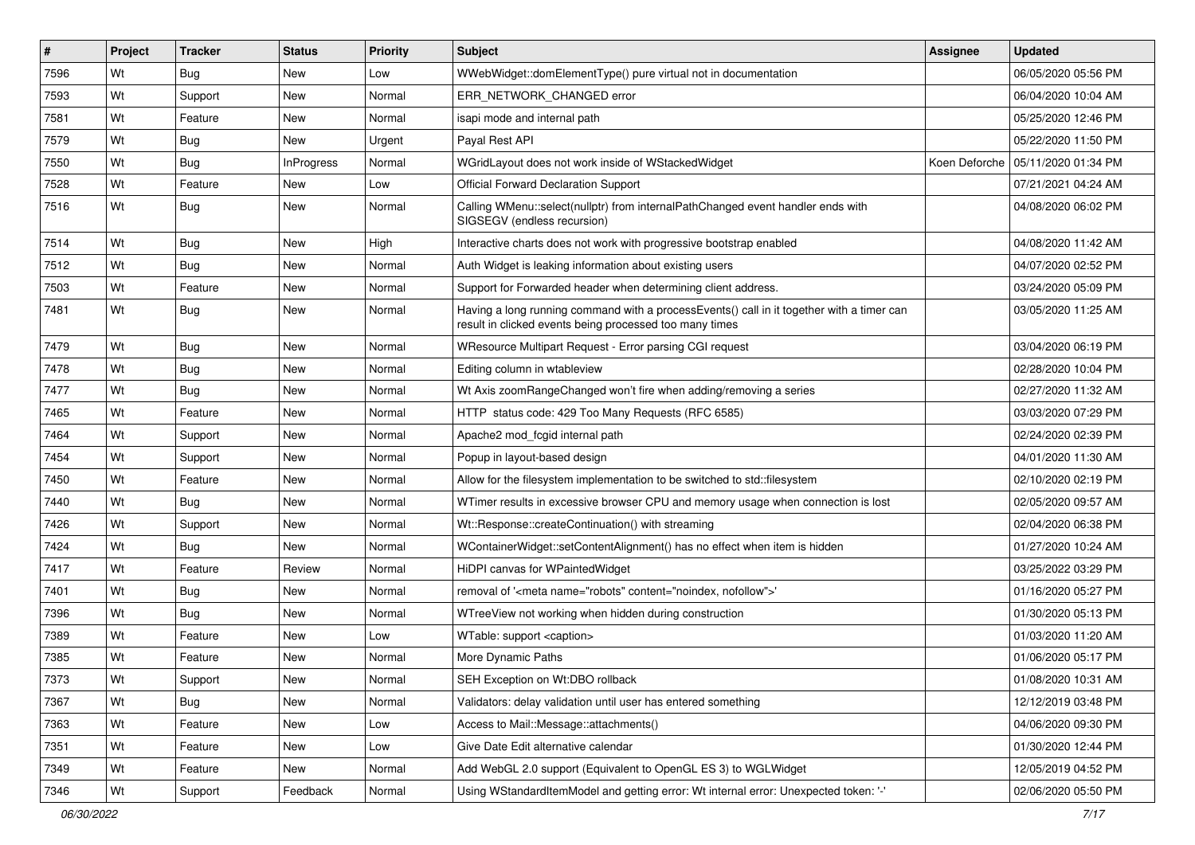| # | Project | Tracker | Status | Priority | Subject | Assignee | Updated |
|---|---|---|---|---|---|---|---|
| 7596 | Wt | Bug | New | Low | WWebWidget::domElementType() pure virtual not in documentation | | 06/05/2020 05:56 PM |
| 7593 | Wt | Support | New | Normal | ERR_NETWORK_CHANGED error | | 06/04/2020 10:04 AM |
| 7581 | Wt | Feature | New | Normal | isapi mode and internal path | | 05/25/2020 12:46 PM |
| 7579 | Wt | Bug | New | Urgent | Payal Rest API | | 05/22/2020 11:50 PM |
| 7550 | Wt | Bug | InProgress | Normal | WGridLayout does not work inside of WStackedWidget | Koen Deforche | 05/11/2020 01:34 PM |
| 7528 | Wt | Feature | New | Low | Official Forward Declaration Support | | 07/21/2021 04:24 AM |
| 7516 | Wt | Bug | New | Normal | Calling WMenu::select(nullptr) from internalPathChanged event handler ends with SIGSEGV (endless recursion) | | 04/08/2020 06:02 PM |
| 7514 | Wt | Bug | New | High | Interactive charts does not work with progressive bootstrap enabled | | 04/08/2020 11:42 AM |
| 7512 | Wt | Bug | New | Normal | Auth Widget is leaking information about existing users | | 04/07/2020 02:52 PM |
| 7503 | Wt | Feature | New | Normal | Support for Forwarded header when determining client address. | | 03/24/2020 05:09 PM |
| 7481 | Wt | Bug | New | Normal | Having a long running command with a processEvents() call in it together with a timer can result in clicked events being processed too many times | | 03/05/2020 11:25 AM |
| 7479 | Wt | Bug | New | Normal | WResource Multipart Request - Error parsing CGI request | | 03/04/2020 06:19 PM |
| 7478 | Wt | Bug | New | Normal | Editing column in wtableview | | 02/28/2020 10:04 PM |
| 7477 | Wt | Bug | New | Normal | Wt Axis zoomRangeChanged won't fire when adding/removing a series | | 02/27/2020 11:32 AM |
| 7465 | Wt | Feature | New | Normal | HTTP status code: 429 Too Many Requests (RFC 6585) | | 03/03/2020 07:29 PM |
| 7464 | Wt | Support | New | Normal | Apache2 mod_fcgid internal path | | 02/24/2020 02:39 PM |
| 7454 | Wt | Support | New | Normal | Popup in layout-based design | | 04/01/2020 11:30 AM |
| 7450 | Wt | Feature | New | Normal | Allow for the filesystem implementation to be switched to std::filesystem | | 02/10/2020 02:19 PM |
| 7440 | Wt | Bug | New | Normal | WTimer results in excessive browser CPU and memory usage when connection is lost | | 02/05/2020 09:57 AM |
| 7426 | Wt | Support | New | Normal | Wt::Response::createContinuation() with streaming | | 02/04/2020 06:38 PM |
| 7424 | Wt | Bug | New | Normal | WContainerWidget::setContentAlignment() has no effect when item is hidden | | 01/27/2020 10:24 AM |
| 7417 | Wt | Feature | Review | Normal | HiDPI canvas for WPaintedWidget | | 03/25/2022 03:29 PM |
| 7401 | Wt | Bug | New | Normal | removal of '<meta name="robots" content="noindex, nofollow">' | | 01/16/2020 05:27 PM |
| 7396 | Wt | Bug | New | Normal | WTreeView not working when hidden during construction | | 01/30/2020 05:13 PM |
| 7389 | Wt | Feature | New | Low | WTable: support <caption> | | 01/03/2020 11:20 AM |
| 7385 | Wt | Feature | New | Normal | More Dynamic Paths | | 01/06/2020 05:17 PM |
| 7373 | Wt | Support | New | Normal | SEH Exception on Wt:DBO rollback | | 01/08/2020 10:31 AM |
| 7367 | Wt | Bug | New | Normal | Validators: delay validation until user has entered something | | 12/12/2019 03:48 PM |
| 7363 | Wt | Feature | New | Low | Access to Mail::Message::attachments() | | 04/06/2020 09:30 PM |
| 7351 | Wt | Feature | New | Low | Give Date Edit alternative calendar | | 01/30/2020 12:44 PM |
| 7349 | Wt | Feature | New | Normal | Add WebGL 2.0 support (Equivalent to OpenGL ES 3) to WGLWidget | | 12/05/2019 04:52 PM |
| 7346 | Wt | Support | Feedback | Normal | Using WStandardItemModel and getting error: Wt internal error: Unexpected token: '-' | | 02/06/2020 05:50 PM |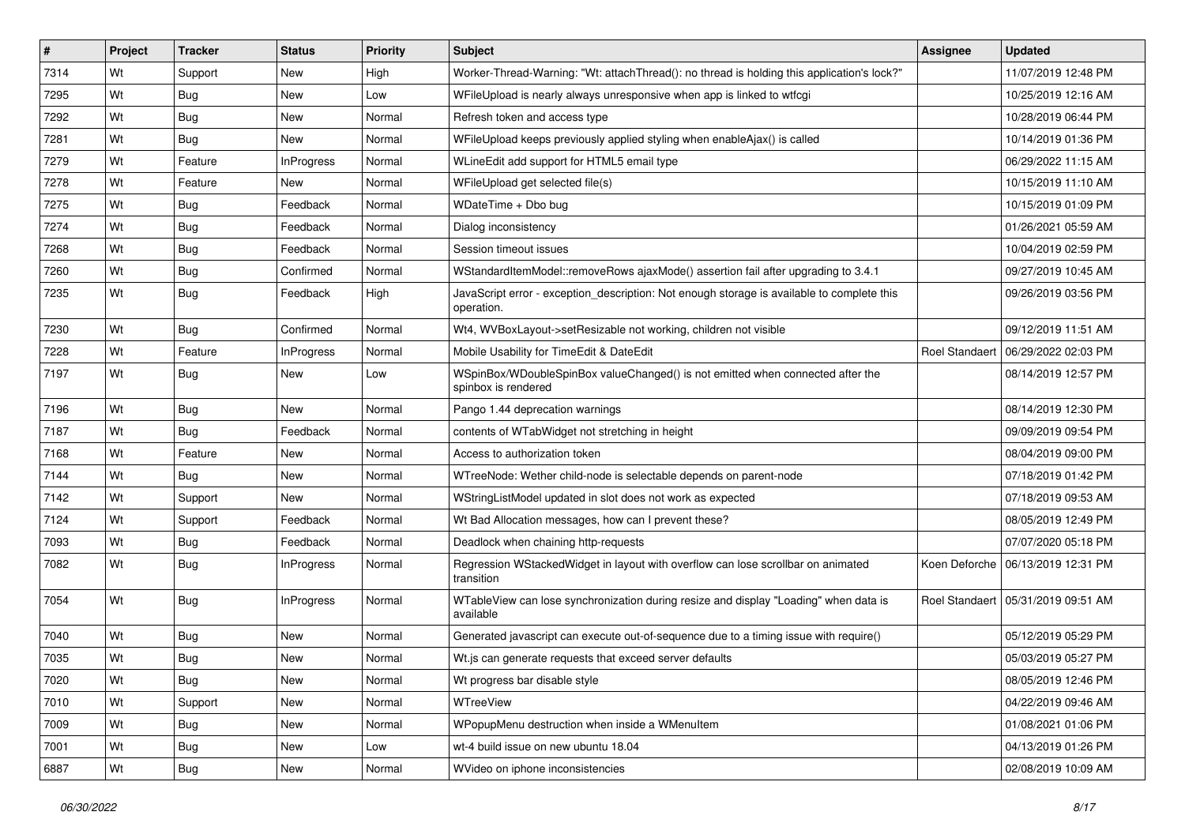| # | Project | Tracker | Status | Priority | Subject | Assignee | Updated |
| --- | --- | --- | --- | --- | --- | --- | --- |
| 7314 | Wt | Support | New | High | Worker-Thread-Warning: "Wt: attachThread(): no thread is holding this application's lock?" | | 11/07/2019 12:48 PM |
| 7295 | Wt | Bug | New | Low | WFileUpload is nearly always unresponsive when app is linked to wtfcgi | | 10/25/2019 12:16 AM |
| 7292 | Wt | Bug | New | Normal | Refresh token and access type | | 10/28/2019 06:44 PM |
| 7281 | Wt | Bug | New | Normal | WFileUpload keeps previously applied styling when enableAjax() is called | | 10/14/2019 01:36 PM |
| 7279 | Wt | Feature | InProgress | Normal | WLineEdit add support for HTML5 email type | | 06/29/2022 11:15 AM |
| 7278 | Wt | Feature | New | Normal | WFileUpload get selected file(s) | | 10/15/2019 11:10 AM |
| 7275 | Wt | Bug | Feedback | Normal | WDateTime + Dbo bug | | 10/15/2019 01:09 PM |
| 7274 | Wt | Bug | Feedback | Normal | Dialog inconsistency | | 01/26/2021 05:59 AM |
| 7268 | Wt | Bug | Feedback | Normal | Session timeout issues | | 10/04/2019 02:59 PM |
| 7260 | Wt | Bug | Confirmed | Normal | WStandardItemModel::removeRows ajaxMode() assertion fail after upgrading to 3.4.1 | | 09/27/2019 10:45 AM |
| 7235 | Wt | Bug | Feedback | High | JavaScript error - exception_description: Not enough storage is available to complete this operation. | | 09/26/2019 03:56 PM |
| 7230 | Wt | Bug | Confirmed | Normal | Wt4, WVBoxLayout->setResizable not working, children not visible | | 09/12/2019 11:51 AM |
| 7228 | Wt | Feature | InProgress | Normal | Mobile Usability for TimeEdit & DateEdit | Roel Standaert | 06/29/2022 02:03 PM |
| 7197 | Wt | Bug | New | Low | WSpinBox/WDoubleSpinBox valueChanged() is not emitted when connected after the spinbox is rendered | | 08/14/2019 12:57 PM |
| 7196 | Wt | Bug | New | Normal | Pango 1.44 deprecation warnings | | 08/14/2019 12:30 PM |
| 7187 | Wt | Bug | Feedback | Normal | contents of WTabWidget not stretching in height | | 09/09/2019 09:54 PM |
| 7168 | Wt | Feature | New | Normal | Access to authorization token | | 08/04/2019 09:00 PM |
| 7144 | Wt | Bug | New | Normal | WTreeNode: Wether child-node is selectable depends on parent-node | | 07/18/2019 01:42 PM |
| 7142 | Wt | Support | New | Normal | WStringListModel updated in slot does not work as expected | | 07/18/2019 09:53 AM |
| 7124 | Wt | Support | Feedback | Normal | Wt Bad Allocation messages, how can I prevent these? | | 08/05/2019 12:49 PM |
| 7093 | Wt | Bug | Feedback | Normal | Deadlock when chaining http-requests | | 07/07/2020 05:18 PM |
| 7082 | Wt | Bug | InProgress | Normal | Regression WStackedWidget in layout with overflow can lose scrollbar on animated transition | Koen Deforche | 06/13/2019 12:31 PM |
| 7054 | Wt | Bug | InProgress | Normal | WTableView can lose synchronization during resize and display "Loading" when data is available | Roel Standaert | 05/31/2019 09:51 AM |
| 7040 | Wt | Bug | New | Normal | Generated javascript can execute out-of-sequence due to a timing issue with require() | | 05/12/2019 05:29 PM |
| 7035 | Wt | Bug | New | Normal | Wt.js can generate requests that exceed server defaults | | 05/03/2019 05:27 PM |
| 7020 | Wt | Bug | New | Normal | Wt progress bar disable style | | 08/05/2019 12:46 PM |
| 7010 | Wt | Support | New | Normal | WTreeView | | 04/22/2019 09:46 AM |
| 7009 | Wt | Bug | New | Normal | WPopupMenu destruction when inside a WMenuItem | | 01/08/2021 01:06 PM |
| 7001 | Wt | Bug | New | Low | wt-4 build issue on new ubuntu 18.04 | | 04/13/2019 01:26 PM |
| 6887 | Wt | Bug | New | Normal | WVideo on iphone inconsistencies | | 02/08/2019 10:09 AM |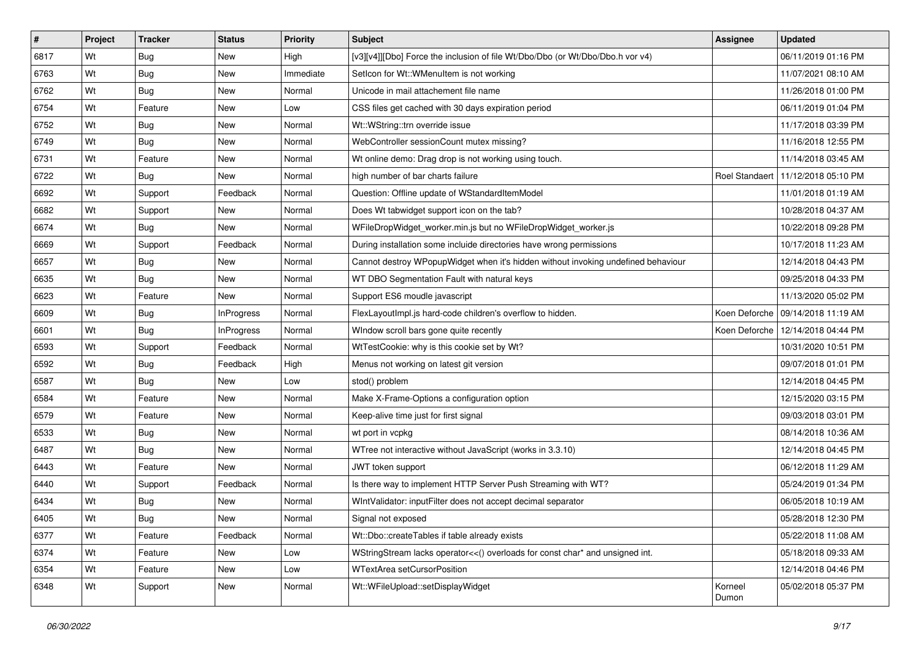| # | Project | Tracker | Status | Priority | Subject | Assignee | Updated |
|---|---|---|---|---|---|---|---|
| 6817 | Wt | Bug | New | High | [v3][v4]][Dbo] Force the inclusion of file Wt/Dbo/Dbo (or Wt/Dbo/Dbo.h vor v4) | | 06/11/2019 01:16 PM |
| 6763 | Wt | Bug | New | Immediate | SetIcon for Wt::WMenuItem is not working | | 11/07/2021 08:10 AM |
| 6762 | Wt | Bug | New | Normal | Unicode in mail attachement file name | | 11/26/2018 01:00 PM |
| 6754 | Wt | Feature | New | Low | CSS files get cached with 30 days expiration period | | 06/11/2019 01:04 PM |
| 6752 | Wt | Bug | New | Normal | Wt::WString::trn override issue | | 11/17/2018 03:39 PM |
| 6749 | Wt | Bug | New | Normal | WebController sessionCount mutex missing? | | 11/16/2018 12:55 PM |
| 6731 | Wt | Feature | New | Normal | Wt online demo: Drag drop is not working using touch. | | 11/14/2018 03:45 AM |
| 6722 | Wt | Bug | New | Normal | high number of bar charts failure | Roel Standaert | 11/12/2018 05:10 PM |
| 6692 | Wt | Support | Feedback | Normal | Question: Offline update of WStandardItemModel | | 11/01/2018 01:19 AM |
| 6682 | Wt | Support | New | Normal | Does Wt tabwidget support icon on the tab? | | 10/28/2018 04:37 AM |
| 6674 | Wt | Bug | New | Normal | WFileDropWidget_worker.min.js but no WFileDropWidget_worker.js | | 10/22/2018 09:28 PM |
| 6669 | Wt | Support | Feedback | Normal | During installation some incluide directories have wrong permissions | | 10/17/2018 11:23 AM |
| 6657 | Wt | Bug | New | Normal | Cannot destroy WPopupWidget when it's hidden without invoking undefined behaviour | | 12/14/2018 04:43 PM |
| 6635 | Wt | Bug | New | Normal | WT DBO Segmentation Fault with natural keys | | 09/25/2018 04:33 PM |
| 6623 | Wt | Feature | New | Normal | Support ES6 moudle javascript | | 11/13/2020 05:02 PM |
| 6609 | Wt | Bug | InProgress | Normal | FlexLayoutImpl.js hard-code children's overflow to hidden. | Koen Deforche | 09/14/2018 11:19 AM |
| 6601 | Wt | Bug | InProgress | Normal | WIndow scroll bars gone quite recently | Koen Deforche | 12/14/2018 04:44 PM |
| 6593 | Wt | Support | Feedback | Normal | WtTestCookie: why is this cookie set by Wt? | | 10/31/2020 10:51 PM |
| 6592 | Wt | Bug | Feedback | High | Menus not working on latest git version | | 09/07/2018 01:01 PM |
| 6587 | Wt | Bug | New | Low | stod() problem | | 12/14/2018 04:45 PM |
| 6584 | Wt | Feature | New | Normal | Make X-Frame-Options a configuration option | | 12/15/2020 03:15 PM |
| 6579 | Wt | Feature | New | Normal | Keep-alive time just for first signal | | 09/03/2018 03:01 PM |
| 6533 | Wt | Bug | New | Normal | wt port in vcpkg | | 08/14/2018 10:36 AM |
| 6487 | Wt | Bug | New | Normal | WTree not interactive without JavaScript (works in 3.3.10) | | 12/14/2018 04:45 PM |
| 6443 | Wt | Feature | New | Normal | JWT token support | | 06/12/2018 11:29 AM |
| 6440 | Wt | Support | Feedback | Normal | Is there way to implement HTTP Server Push Streaming with WT? | | 05/24/2019 01:34 PM |
| 6434 | Wt | Bug | New | Normal | WIntValidator: inputFilter does not accept decimal separator | | 06/05/2018 10:19 AM |
| 6405 | Wt | Bug | New | Normal | Signal not exposed | | 05/28/2018 12:30 PM |
| 6377 | Wt | Feature | Feedback | Normal | Wt::Dbo::createTables if table already exists | | 05/22/2018 11:08 AM |
| 6374 | Wt | Feature | New | Low | WStringStream lacks operator<<() overloads for const char* and unsigned int. | | 05/18/2018 09:33 AM |
| 6354 | Wt | Feature | New | Low | WTextArea setCursorPosition | | 12/14/2018 04:46 PM |
| 6348 | Wt | Support | New | Normal | Wt::WFileUpload::setDisplayWidget | Korneel Dumon | 05/02/2018 05:37 PM |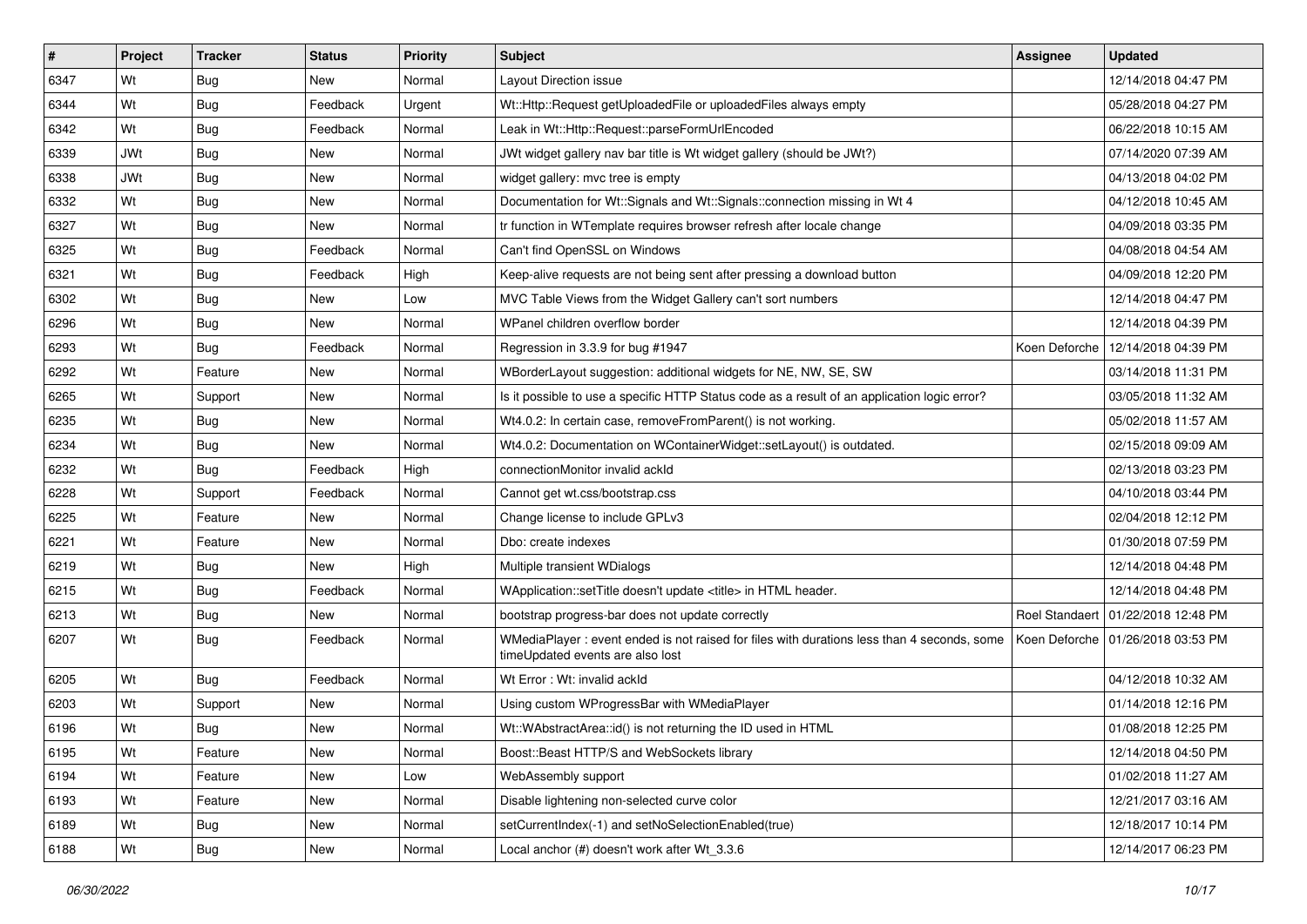| # | Project | Tracker | Status | Priority | Subject | Assignee | Updated |
|---|---|---|---|---|---|---|---|
| 6347 | Wt | Bug | New | Normal | Layout Direction issue | | 12/14/2018 04:47 PM |
| 6344 | Wt | Bug | Feedback | Urgent | Wt::Http::Request getUploadedFile or uploadedFiles always empty | | 05/28/2018 04:27 PM |
| 6342 | Wt | Bug | Feedback | Normal | Leak in Wt::Http::Request::parseFormUrlEncoded | | 06/22/2018 10:15 AM |
| 6339 | JWt | Bug | New | Normal | JWt widget gallery nav bar title is Wt widget gallery (should be JWt?) | | 07/14/2020 07:39 AM |
| 6338 | JWt | Bug | New | Normal | widget gallery: mvc tree is empty | | 04/13/2018 04:02 PM |
| 6332 | Wt | Bug | New | Normal | Documentation for Wt::Signals and Wt::Signals::connection missing in Wt 4 | | 04/12/2018 10:45 AM |
| 6327 | Wt | Bug | New | Normal | tr function in WTemplate requires browser refresh after locale change | | 04/09/2018 03:35 PM |
| 6325 | Wt | Bug | Feedback | Normal | Can't find OpenSSL on Windows | | 04/08/2018 04:54 AM |
| 6321 | Wt | Bug | Feedback | High | Keep-alive requests are not being sent after pressing a download button | | 04/09/2018 12:20 PM |
| 6302 | Wt | Bug | New | Low | MVC Table Views from the Widget Gallery can't sort numbers | | 12/14/2018 04:47 PM |
| 6296 | Wt | Bug | New | Normal | WPanel children overflow border | | 12/14/2018 04:39 PM |
| 6293 | Wt | Bug | Feedback | Normal | Regression in 3.3.9 for bug #1947 | Koen Deforche | 12/14/2018 04:39 PM |
| 6292 | Wt | Feature | New | Normal | WBorderLayout suggestion: additional widgets for NE, NW, SE, SW | | 03/14/2018 11:31 PM |
| 6265 | Wt | Support | New | Normal | Is it possible to use a specific HTTP Status code as a result of an application logic error? | | 03/05/2018 11:32 AM |
| 6235 | Wt | Bug | New | Normal | Wt4.0.2: In certain case, removeFromParent() is not working. | | 05/02/2018 11:57 AM |
| 6234 | Wt | Bug | New | Normal | Wt4.0.2: Documentation on WContainerWidget::setLayout() is outdated. | | 02/15/2018 09:09 AM |
| 6232 | Wt | Bug | Feedback | High | connectionMonitor invalid ackId | | 02/13/2018 03:23 PM |
| 6228 | Wt | Support | Feedback | Normal | Cannot get wt.css/bootstrap.css | | 04/10/2018 03:44 PM |
| 6225 | Wt | Feature | New | Normal | Change license to include GPLv3 | | 02/04/2018 12:12 PM |
| 6221 | Wt | Feature | New | Normal | Dbo: create indexes | | 01/30/2018 07:59 PM |
| 6219 | Wt | Bug | New | High | Multiple transient WDialogs | | 12/14/2018 04:48 PM |
| 6215 | Wt | Bug | Feedback | Normal | WApplication::setTitle doesn't update <title> in HTML header. | | 12/14/2018 04:48 PM |
| 6213 | Wt | Bug | New | Normal | bootstrap progress-bar does not update correctly | Roel Standaert | 01/22/2018 12:48 PM |
| 6207 | Wt | Bug | Feedback | Normal | WMediaPlayer : event ended is not raised for files with durations less than 4 seconds, some timeUpdated events are also lost | Koen Deforche | 01/26/2018 03:53 PM |
| 6205 | Wt | Bug | Feedback | Normal | Wt Error : Wt: invalid ackId | | 04/12/2018 10:32 AM |
| 6203 | Wt | Support | New | Normal | Using custom WProgressBar with WMediaPlayer | | 01/14/2018 12:16 PM |
| 6196 | Wt | Bug | New | Normal | Wt::WAbstractArea::id() is not returning the ID used in HTML | | 01/08/2018 12:25 PM |
| 6195 | Wt | Feature | New | Normal | Boost::Beast HTTP/S and WebSockets library | | 12/14/2018 04:50 PM |
| 6194 | Wt | Feature | New | Low | WebAssembly support | | 01/02/2018 11:27 AM |
| 6193 | Wt | Feature | New | Normal | Disable lightening non-selected curve color | | 12/21/2017 03:16 AM |
| 6189 | Wt | Bug | New | Normal | setCurrentIndex(-1) and setNoSelectionEnabled(true) | | 12/18/2017 10:14 PM |
| 6188 | Wt | Bug | New | Normal | Local anchor (#) doesn't work after Wt_3.3.6 | | 12/14/2017 06:23 PM |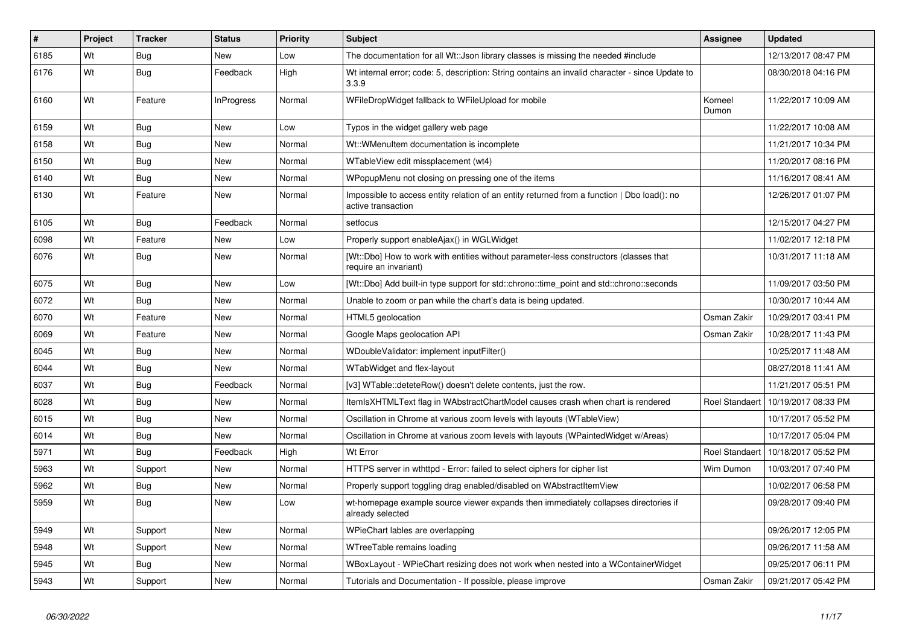| # | Project | Tracker | Status | Priority | Subject | Assignee | Updated |
|---|---|---|---|---|---|---|---|
| 6185 | Wt | Bug | New | Low | The documentation for all Wt::Json library classes is missing the needed #include | | 12/13/2017 08:47 PM |
| 6176 | Wt | Bug | Feedback | High | Wt internal error; code: 5, description: String contains an invalid character - since Update to 3.3.9 | | 08/30/2018 04:16 PM |
| 6160 | Wt | Feature | InProgress | Normal | WFileDropWidget fallback to WFileUpload for mobile | Korneel Dumon | 11/22/2017 10:09 AM |
| 6159 | Wt | Bug | New | Low | Typos in the widget gallery web page | | 11/22/2017 10:08 AM |
| 6158 | Wt | Bug | New | Normal | Wt::WMenuItem documentation is incomplete | | 11/21/2017 10:34 PM |
| 6150 | Wt | Bug | New | Normal | WTableView edit missplacement (wt4) | | 11/20/2017 08:16 PM |
| 6140 | Wt | Bug | New | Normal | WPopupMenu not closing on pressing one of the items | | 11/16/2017 08:41 AM |
| 6130 | Wt | Feature | New | Normal | Impossible to access entity relation of an entity returned from a function \| Dbo load(): no active transaction | | 12/26/2017 01:07 PM |
| 6105 | Wt | Bug | Feedback | Normal | setfocus | | 12/15/2017 04:27 PM |
| 6098 | Wt | Feature | New | Low | Properly support enableAjax() in WGLWidget | | 11/02/2017 12:18 PM |
| 6076 | Wt | Bug | New | Normal | [Wt::Dbo] How to work with entities without parameter-less constructors (classes that require an invariant) | | 10/31/2017 11:18 AM |
| 6075 | Wt | Bug | New | Low | [Wt::Dbo] Add built-in type support for std::chrono::time_point and std::chrono::seconds | | 11/09/2017 03:50 PM |
| 6072 | Wt | Bug | New | Normal | Unable to zoom or pan while the chart's data is being updated. | | 10/30/2017 10:44 AM |
| 6070 | Wt | Feature | New | Normal | HTML5 geolocation | Osman Zakir | 10/29/2017 03:41 PM |
| 6069 | Wt | Feature | New | Normal | Google Maps geolocation API | Osman Zakir | 10/28/2017 11:43 PM |
| 6045 | Wt | Bug | New | Normal | WDoubleValidator: implement inputFilter() | | 10/25/2017 11:48 AM |
| 6044 | Wt | Bug | New | Normal | WTabWidget and flex-layout | | 08/27/2018 11:41 AM |
| 6037 | Wt | Bug | Feedback | Normal | [v3] WTable::deteteRow() doesn't delete contents, just the row. | | 11/21/2017 05:51 PM |
| 6028 | Wt | Bug | New | Normal | ItemIsXHTMLText flag in WAbstractChartModel causes crash when chart is rendered | Roel Standaert | 10/19/2017 08:33 PM |
| 6015 | Wt | Bug | New | Normal | Oscillation in Chrome at various zoom levels with layouts (WTableView) | | 10/17/2017 05:52 PM |
| 6014 | Wt | Bug | New | Normal | Oscillation in Chrome at various zoom levels with layouts (WPaintedWidget w/Areas) | | 10/17/2017 05:04 PM |
| 5971 | Wt | Bug | Feedback | High | Wt Error | Roel Standaert | 10/18/2017 05:52 PM |
| 5963 | Wt | Support | New | Normal | HTTPS server in wthttpd - Error: failed to select ciphers for cipher list | Wim Dumon | 10/03/2017 07:40 PM |
| 5962 | Wt | Bug | New | Normal | Properly support toggling drag enabled/disabled on WAbstractItemView | | 10/02/2017 06:58 PM |
| 5959 | Wt | Bug | New | Low | wt-homepage example source viewer expands then immediately collapses directories if already selected | | 09/28/2017 09:40 PM |
| 5949 | Wt | Support | New | Normal | WPieChart lables are overlapping | | 09/26/2017 12:05 PM |
| 5948 | Wt | Support | New | Normal | WTreeTable remains loading | | 09/26/2017 11:58 AM |
| 5945 | Wt | Bug | New | Normal | WBoxLayout - WPieChart resizing does not work when nested into a WContainerWidget | | 09/25/2017 06:11 PM |
| 5943 | Wt | Support | New | Normal | Tutorials and Documentation - If possible, please improve | Osman Zakir | 09/21/2017 05:42 PM |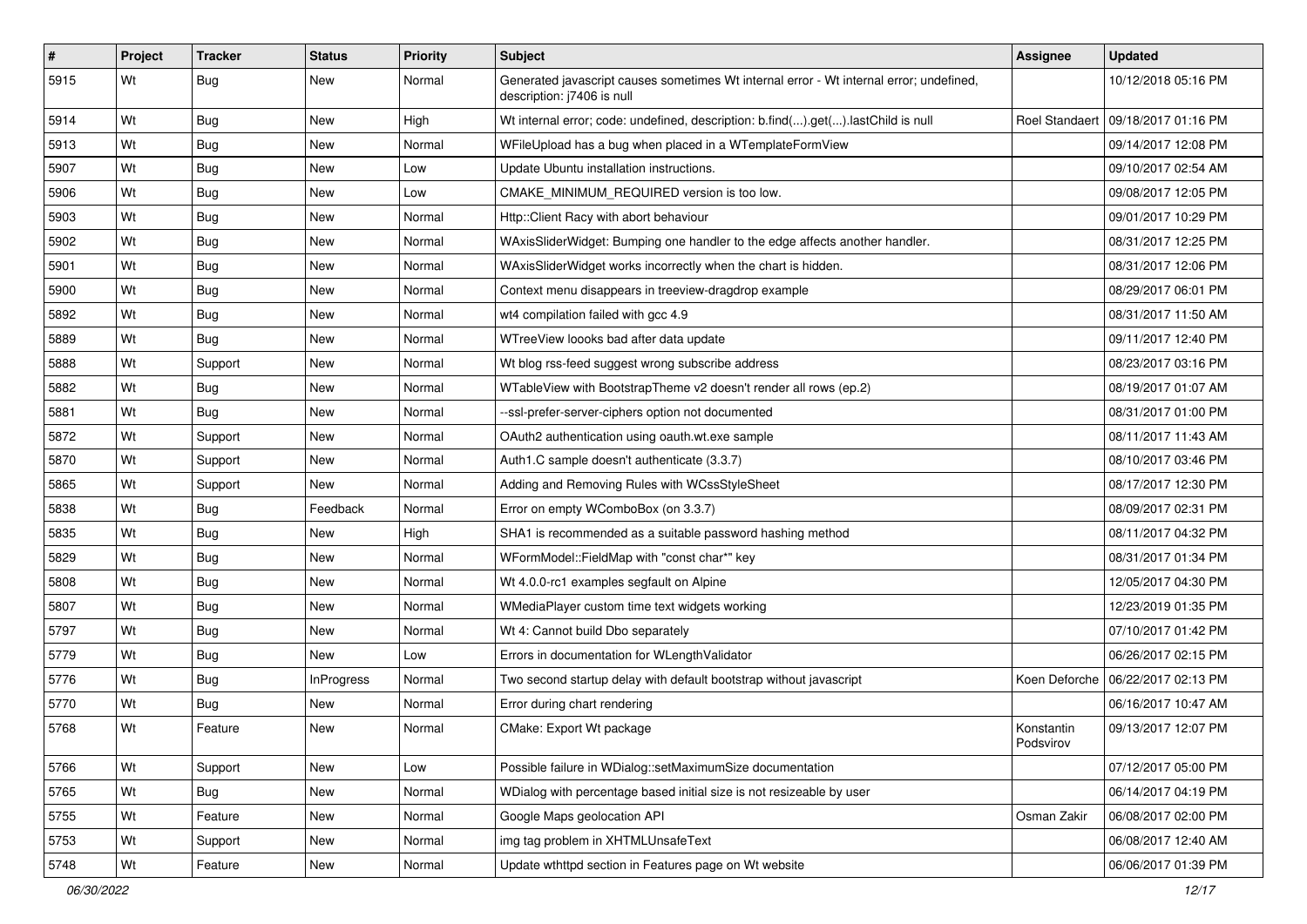| # | Project | Tracker | Status | Priority | Subject | Assignee | Updated |
|---|---|---|---|---|---|---|---|
| 5915 | Wt | Bug | New | Normal | Generated javascript causes sometimes Wt internal error - Wt internal error; undefined, description: j7406 is null | | 10/12/2018 05:16 PM |
| 5914 | Wt | Bug | New | High | Wt internal error; code: undefined, description: b.find(...).get(...).lastChild is null | Roel Standaert | 09/18/2017 01:16 PM |
| 5913 | Wt | Bug | New | Normal | WFileUpload has a bug when placed in a WTemplateFormView | | 09/14/2017 12:08 PM |
| 5907 | Wt | Bug | New | Low | Update Ubuntu installation instructions. | | 09/10/2017 02:54 AM |
| 5906 | Wt | Bug | New | Low | CMAKE_MINIMUM_REQUIRED version is too low. | | 09/08/2017 12:05 PM |
| 5903 | Wt | Bug | New | Normal | Http::Client Racy with abort behaviour | | 09/01/2017 10:29 PM |
| 5902 | Wt | Bug | New | Normal | WAxisSliderWidget: Bumping one handler to the edge affects another handler. | | 08/31/2017 12:25 PM |
| 5901 | Wt | Bug | New | Normal | WAxisSliderWidget works incorrectly when the chart is hidden. | | 08/31/2017 12:06 PM |
| 5900 | Wt | Bug | New | Normal | Context menu disappears in treeview-dragdrop example | | 08/29/2017 06:01 PM |
| 5892 | Wt | Bug | New | Normal | wt4 compilation failed with gcc 4.9 | | 08/31/2017 11:50 AM |
| 5889 | Wt | Bug | New | Normal | WTreeView loooks bad after data update | | 09/11/2017 12:40 PM |
| 5888 | Wt | Support | New | Normal | Wt blog rss-feed suggest wrong subscribe address | | 08/23/2017 03:16 PM |
| 5882 | Wt | Bug | New | Normal | WTableView with BootstrapTheme v2 doesn't render all rows (ep.2) | | 08/19/2017 01:07 AM |
| 5881 | Wt | Bug | New | Normal | --ssl-prefer-server-ciphers option not documented | | 08/31/2017 01:00 PM |
| 5872 | Wt | Support | New | Normal | OAuth2 authentication using oauth.wt.exe sample | | 08/11/2017 11:43 AM |
| 5870 | Wt | Support | New | Normal | Auth1.C sample doesn't authenticate (3.3.7) | | 08/10/2017 03:46 PM |
| 5865 | Wt | Support | New | Normal | Adding and Removing Rules with WCssStyleSheet | | 08/17/2017 12:30 PM |
| 5838 | Wt | Bug | Feedback | Normal | Error on empty WComboBox (on 3.3.7) | | 08/09/2017 02:31 PM |
| 5835 | Wt | Bug | New | High | SHA1 is recommended as a suitable password hashing method | | 08/11/2017 04:32 PM |
| 5829 | Wt | Bug | New | Normal | WFormModel::FieldMap with "const char*" key | | 08/31/2017 01:34 PM |
| 5808 | Wt | Bug | New | Normal | Wt 4.0.0-rc1 examples segfault on Alpine | | 12/05/2017 04:30 PM |
| 5807 | Wt | Bug | New | Normal | WMediaPlayer custom time text widgets working | | 12/23/2019 01:35 PM |
| 5797 | Wt | Bug | New | Normal | Wt 4: Cannot build Dbo separately | | 07/10/2017 01:42 PM |
| 5779 | Wt | Bug | New | Low | Errors in documentation for WLengthValidator | | 06/26/2017 02:15 PM |
| 5776 | Wt | Bug | InProgress | Normal | Two second startup delay with default bootstrap without javascript | Koen Deforche | 06/22/2017 02:13 PM |
| 5770 | Wt | Bug | New | Normal | Error during chart rendering | | 06/16/2017 10:47 AM |
| 5768 | Wt | Feature | New | Normal | CMake: Export Wt package | Konstantin Podsvirov | 09/13/2017 12:07 PM |
| 5766 | Wt | Support | New | Low | Possible failure in WDialog::setMaximumSize documentation | | 07/12/2017 05:00 PM |
| 5765 | Wt | Bug | New | Normal | WDialog with percentage based initial size is not resizeable by user | | 06/14/2017 04:19 PM |
| 5755 | Wt | Feature | New | Normal | Google Maps geolocation API | Osman Zakir | 06/08/2017 02:00 PM |
| 5753 | Wt | Support | New | Normal | img tag problem in XHTMLUnsafeText | | 06/08/2017 12:40 AM |
| 5748 | Wt | Feature | New | Normal | Update wthttpd section in Features page on Wt website | | 06/06/2017 01:39 PM |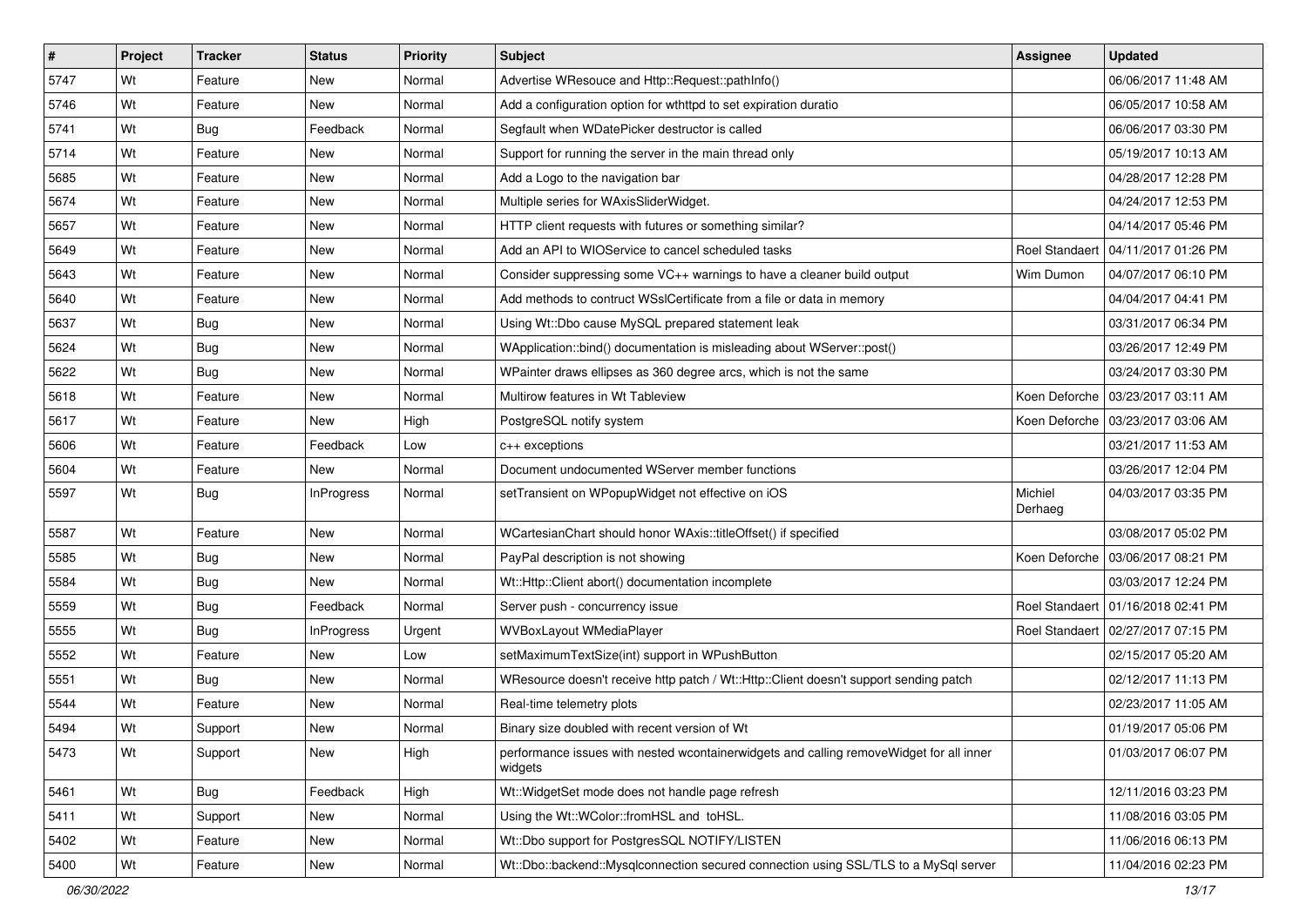| # | Project | Tracker | Status | Priority | Subject | Assignee | Updated |
|---|---|---|---|---|---|---|---|
| 5747 | Wt | Feature | New | Normal | Advertise WResouce and Http::Request::pathInfo() | | 06/06/2017 11:48 AM |
| 5746 | Wt | Feature | New | Normal | Add a configuration option for wthttpd to set expiration duratio | | 06/05/2017 10:58 AM |
| 5741 | Wt | Bug | Feedback | Normal | Segfault when WDatePicker destructor is called | | 06/06/2017 03:30 PM |
| 5714 | Wt | Feature | New | Normal | Support for running the server in the main thread only | | 05/19/2017 10:13 AM |
| 5685 | Wt | Feature | New | Normal | Add a Logo to the navigation bar | | 04/28/2017 12:28 PM |
| 5674 | Wt | Feature | New | Normal | Multiple series for WAxisSliderWidget. | | 04/24/2017 12:53 PM |
| 5657 | Wt | Feature | New | Normal | HTTP client requests with futures or something similar? | | 04/14/2017 05:46 PM |
| 5649 | Wt | Feature | New | Normal | Add an API to WIOService to cancel scheduled tasks | Roel Standaert | 04/11/2017 01:26 PM |
| 5643 | Wt | Feature | New | Normal | Consider suppressing some VC++ warnings to have a cleaner build output | Wim Dumon | 04/07/2017 06:10 PM |
| 5640 | Wt | Feature | New | Normal | Add methods to contruct WSslCertificate from a file or data in memory | | 04/04/2017 04:41 PM |
| 5637 | Wt | Bug | New | Normal | Using Wt::Dbo cause MySQL prepared statement leak | | 03/31/2017 06:34 PM |
| 5624 | Wt | Bug | New | Normal | WApplication::bind() documentation is misleading about WServer::post() | | 03/26/2017 12:49 PM |
| 5622 | Wt | Bug | New | Normal | WPainter draws ellipses as 360 degree arcs, which is not the same | | 03/24/2017 03:30 PM |
| 5618 | Wt | Feature | New | Normal | Multirow features in Wt Tableview | Koen Deforche | 03/23/2017 03:11 AM |
| 5617 | Wt | Feature | New | High | PostgreSQL notify system | Koen Deforche | 03/23/2017 03:06 AM |
| 5606 | Wt | Feature | Feedback | Low | c++ exceptions | | 03/21/2017 11:53 AM |
| 5604 | Wt | Feature | New | Normal | Document undocumented WServer member functions | | 03/26/2017 12:04 PM |
| 5597 | Wt | Bug | InProgress | Normal | setTransient on WPopupWidget not effective on iOS | Michiel Derhaeg | 04/03/2017 03:35 PM |
| 5587 | Wt | Feature | New | Normal | WCartesianChart should honor WAxis::titleOffset() if specified | | 03/08/2017 05:02 PM |
| 5585 | Wt | Bug | New | Normal | PayPal description is not showing | Koen Deforche | 03/06/2017 08:21 PM |
| 5584 | Wt | Bug | New | Normal | Wt::Http::Client abort() documentation incomplete | | 03/03/2017 12:24 PM |
| 5559 | Wt | Bug | Feedback | Normal | Server push - concurrency issue | Roel Standaert | 01/16/2018 02:41 PM |
| 5555 | Wt | Bug | InProgress | Urgent | WVBoxLayout WMediaPlayer | Roel Standaert | 02/27/2017 07:15 PM |
| 5552 | Wt | Feature | New | Low | setMaximumTextSize(int) support in WPushButton | | 02/15/2017 05:20 AM |
| 5551 | Wt | Bug | New | Normal | WResource doesn't receive http patch / Wt::Http::Client doesn't support sending patch | | 02/12/2017 11:13 PM |
| 5544 | Wt | Feature | New | Normal | Real-time telemetry plots | | 02/23/2017 11:05 AM |
| 5494 | Wt | Support | New | Normal | Binary size doubled with recent version of Wt | | 01/19/2017 05:06 PM |
| 5473 | Wt | Support | New | High | performance issues with nested wcontainerwidgets and calling removeWidget for all inner widgets | | 01/03/2017 06:07 PM |
| 5461 | Wt | Bug | Feedback | High | Wt::WidgetSet mode does not handle page refresh | | 12/11/2016 03:23 PM |
| 5411 | Wt | Support | New | Normal | Using the Wt::WColor::fromHSL and toHSL. | | 11/08/2016 03:05 PM |
| 5402 | Wt | Feature | New | Normal | Wt::Dbo support for PostgresSQL NOTIFY/LISTEN | | 11/06/2016 06:13 PM |
| 5400 | Wt | Feature | New | Normal | Wt::Dbo::backend::Mysqlconnection secured connection using SSL/TLS to a MySql server | | 11/04/2016 02:23 PM |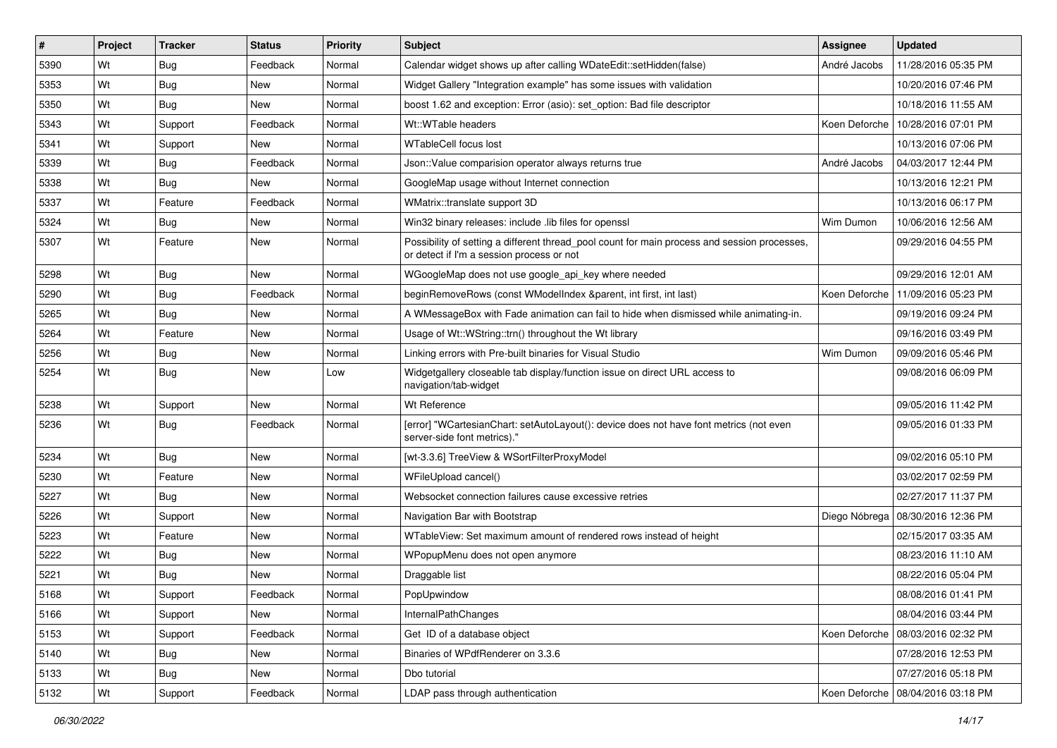| # | Project | Tracker | Status | Priority | Subject | Assignee | Updated |
|---|---|---|---|---|---|---|---|
| 5390 | Wt | Bug | Feedback | Normal | Calendar widget shows up after calling WDateEdit::setHidden(false) | André Jacobs | 11/28/2016 05:35 PM |
| 5353 | Wt | Bug | New | Normal | Widget Gallery "Integration example" has some issues with validation | | 10/20/2016 07:46 PM |
| 5350 | Wt | Bug | New | Normal | boost 1.62 and exception: Error (asio): set_option: Bad file descriptor | | 10/18/2016 11:55 AM |
| 5343 | Wt | Support | Feedback | Normal | Wt::WTable headers | Koen Deforche | 10/28/2016 07:01 PM |
| 5341 | Wt | Support | New | Normal | WTableCell focus lost | | 10/13/2016 07:06 PM |
| 5339 | Wt | Bug | Feedback | Normal | Json::Value comparision operator always returns true | André Jacobs | 04/03/2017 12:44 PM |
| 5338 | Wt | Bug | New | Normal | GoogleMap usage without Internet connection | | 10/13/2016 12:21 PM |
| 5337 | Wt | Feature | Feedback | Normal | WMatrix::translate support 3D | | 10/13/2016 06:17 PM |
| 5324 | Wt | Bug | New | Normal | Win32 binary releases: include .lib files for openssl | Wim Dumon | 10/06/2016 12:56 AM |
| 5307 | Wt | Feature | New | Normal | Possibility of setting a different thread_pool count for main process and session processes, or detect if I'm a session process or not | | 09/29/2016 04:55 PM |
| 5298 | Wt | Bug | New | Normal | WGoogleMap does not use google_api_key where needed | | 09/29/2016 12:01 AM |
| 5290 | Wt | Bug | Feedback | Normal | beginRemoveRows (const WModelIndex &parent, int first, int last) | Koen Deforche | 11/09/2016 05:23 PM |
| 5265 | Wt | Bug | New | Normal | A WMessageBox with Fade animation can fail to hide when dismissed while animating-in. | | 09/19/2016 09:24 PM |
| 5264 | Wt | Feature | New | Normal | Usage of Wt::WString::trn() throughout the Wt library | | 09/16/2016 03:49 PM |
| 5256 | Wt | Bug | New | Normal | Linking errors with Pre-built binaries for Visual Studio | Wim Dumon | 09/09/2016 05:46 PM |
| 5254 | Wt | Bug | New | Low | Widgetgallery closeable tab display/function issue on direct URL access to navigation/tab-widget | | 09/08/2016 06:09 PM |
| 5238 | Wt | Support | New | Normal | Wt Reference | | 09/05/2016 11:42 PM |
| 5236 | Wt | Bug | Feedback | Normal | [error] "WCartesianChart: setAutoLayout(): device does not have font metrics (not even server-side font metrics)." | | 09/05/2016 01:33 PM |
| 5234 | Wt | Bug | New | Normal | [wt-3.3.6] TreeView & WSortFilterProxyModel | | 09/02/2016 05:10 PM |
| 5230 | Wt | Feature | New | Normal | WFileUpload cancel() | | 03/02/2017 02:59 PM |
| 5227 | Wt | Bug | New | Normal | Websocket connection failures cause excessive retries | | 02/27/2017 11:37 PM |
| 5226 | Wt | Support | New | Normal | Navigation Bar with Bootstrap | Diego Nóbrega | 08/30/2016 12:36 PM |
| 5223 | Wt | Feature | New | Normal | WTableView: Set maximum amount of rendered rows instead of height | | 02/15/2017 03:35 AM |
| 5222 | Wt | Bug | New | Normal | WPopupMenu does not open anymore | | 08/23/2016 11:10 AM |
| 5221 | Wt | Bug | New | Normal | Draggable list | | 08/22/2016 05:04 PM |
| 5168 | Wt | Support | Feedback | Normal | PopUpwindow | | 08/08/2016 01:41 PM |
| 5166 | Wt | Support | New | Normal | InternalPathChanges | | 08/04/2016 03:44 PM |
| 5153 | Wt | Support | Feedback | Normal | Get ID of a database object | Koen Deforche | 08/03/2016 02:32 PM |
| 5140 | Wt | Bug | New | Normal | Binaries of WPdfRenderer on 3.3.6 | | 07/28/2016 12:53 PM |
| 5133 | Wt | Bug | New | Normal | Dbo tutorial | | 07/27/2016 05:18 PM |
| 5132 | Wt | Support | Feedback | Normal | LDAP pass through authentication | Koen Deforche | 08/04/2016 03:18 PM |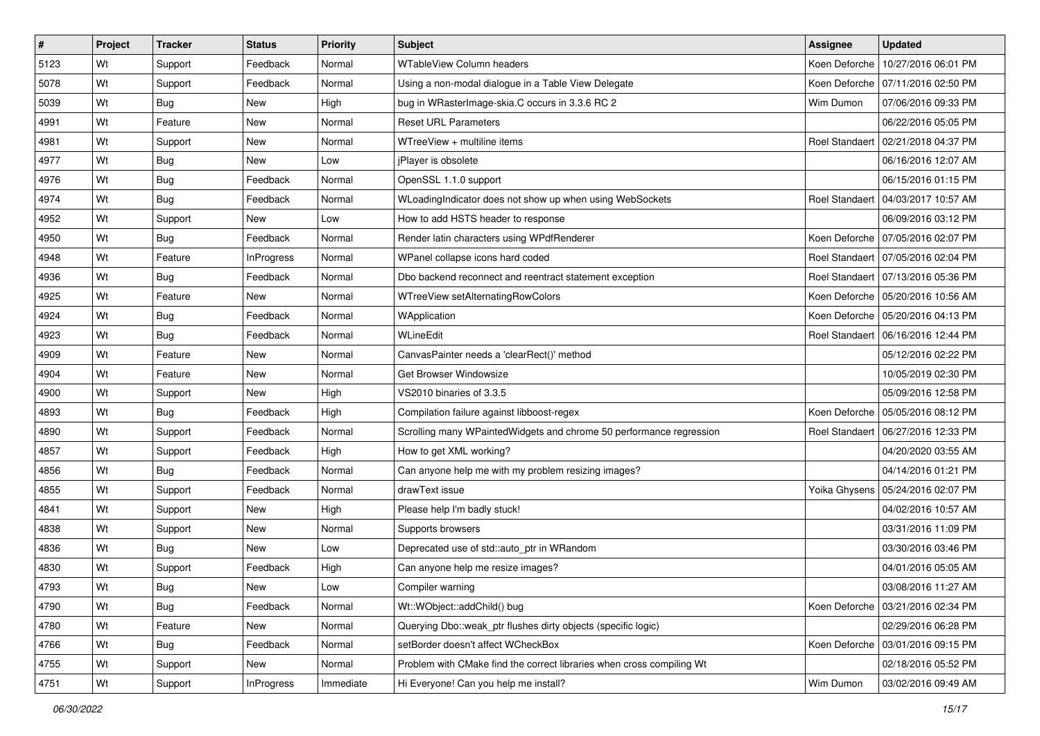| # | Project | Tracker | Status | Priority | Subject | Assignee | Updated |
| --- | --- | --- | --- | --- | --- | --- | --- |
| 5123 | Wt | Support | Feedback | Normal | WTableView Column headers | Koen Deforche | 10/27/2016 06:01 PM |
| 5078 | Wt | Support | Feedback | Normal | Using a non-modal dialogue in a Table View Delegate | Koen Deforche | 07/11/2016 02:50 PM |
| 5039 | Wt | Bug | New | High | bug in WRasterImage-skia.C occurs in 3.3.6 RC 2 | Wim Dumon | 07/06/2016 09:33 PM |
| 4991 | Wt | Feature | New | Normal | Reset URL Parameters | | 06/22/2016 05:05 PM |
| 4981 | Wt | Support | New | Normal | WTreeView + multiline items | Roel Standaert | 02/21/2018 04:37 PM |
| 4977 | Wt | Bug | New | Low | jPlayer is obsolete | | 06/16/2016 12:07 AM |
| 4976 | Wt | Bug | Feedback | Normal | OpenSSL 1.1.0 support | | 06/15/2016 01:15 PM |
| 4974 | Wt | Bug | Feedback | Normal | WLoadingIndicator does not show up when using WebSockets | Roel Standaert | 04/03/2017 10:57 AM |
| 4952 | Wt | Support | New | Low | How to add HSTS header to response | | 06/09/2016 03:12 PM |
| 4950 | Wt | Bug | Feedback | Normal | Render latin characters using WPdfRenderer | Koen Deforche | 07/05/2016 02:07 PM |
| 4948 | Wt | Feature | InProgress | Normal | WPanel collapse icons hard coded | Roel Standaert | 07/05/2016 02:04 PM |
| 4936 | Wt | Bug | Feedback | Normal | Dbo backend reconnect and reentract statement exception | Roel Standaert | 07/13/2016 05:36 PM |
| 4925 | Wt | Feature | New | Normal | WTreeView setAlternatingRowColors | Koen Deforche | 05/20/2016 10:56 AM |
| 4924 | Wt | Bug | Feedback | Normal | WApplication | Koen Deforche | 05/20/2016 04:13 PM |
| 4923 | Wt | Bug | Feedback | Normal | WLineEdit | Roel Standaert | 06/16/2016 12:44 PM |
| 4909 | Wt | Feature | New | Normal | CanvasPainter needs a 'clearRect()' method | | 05/12/2016 02:22 PM |
| 4904 | Wt | Feature | New | Normal | Get Browser Windowsize | | 10/05/2019 02:30 PM |
| 4900 | Wt | Support | New | High | VS2010 binaries of 3.3.5 | | 05/09/2016 12:58 PM |
| 4893 | Wt | Bug | Feedback | High | Compilation failure against libboost-regex | Koen Deforche | 05/05/2016 08:12 PM |
| 4890 | Wt | Support | Feedback | Normal | Scrolling many WPaintedWidgets and chrome 50 performance regression | Roel Standaert | 06/27/2016 12:33 PM |
| 4857 | Wt | Support | Feedback | High | How to get XML working? | | 04/20/2020 03:55 AM |
| 4856 | Wt | Bug | Feedback | Normal | Can anyone help me with my problem resizing images? | | 04/14/2016 01:21 PM |
| 4855 | Wt | Support | Feedback | Normal | drawText issue | Yoika Ghysens | 05/24/2016 02:07 PM |
| 4841 | Wt | Support | New | High | Please help I'm badly stuck! | | 04/02/2016 10:57 AM |
| 4838 | Wt | Support | New | Normal | Supports browsers | | 03/31/2016 11:09 PM |
| 4836 | Wt | Bug | New | Low | Deprecated use of std::auto_ptr in WRandom | | 03/30/2016 03:46 PM |
| 4830 | Wt | Support | Feedback | High | Can anyone help me resize images? | | 04/01/2016 05:05 AM |
| 4793 | Wt | Bug | New | Low | Compiler warning | | 03/08/2016 11:27 AM |
| 4790 | Wt | Bug | Feedback | Normal | Wt::WObject::addChild() bug | Koen Deforche | 03/21/2016 02:34 PM |
| 4780 | Wt | Feature | New | Normal | Querying Dbo::weak_ptr flushes dirty objects (specific logic) | | 02/29/2016 06:28 PM |
| 4766 | Wt | Bug | Feedback | Normal | setBorder doesn't affect WCheckBox | Koen Deforche | 03/01/2016 09:15 PM |
| 4755 | Wt | Support | New | Normal | Problem with CMake find the correct libraries when cross compiling Wt | | 02/18/2016 05:52 PM |
| 4751 | Wt | Support | InProgress | Immediate | Hi Everyone! Can you help me install? | Wim Dumon | 03/02/2016 09:49 AM |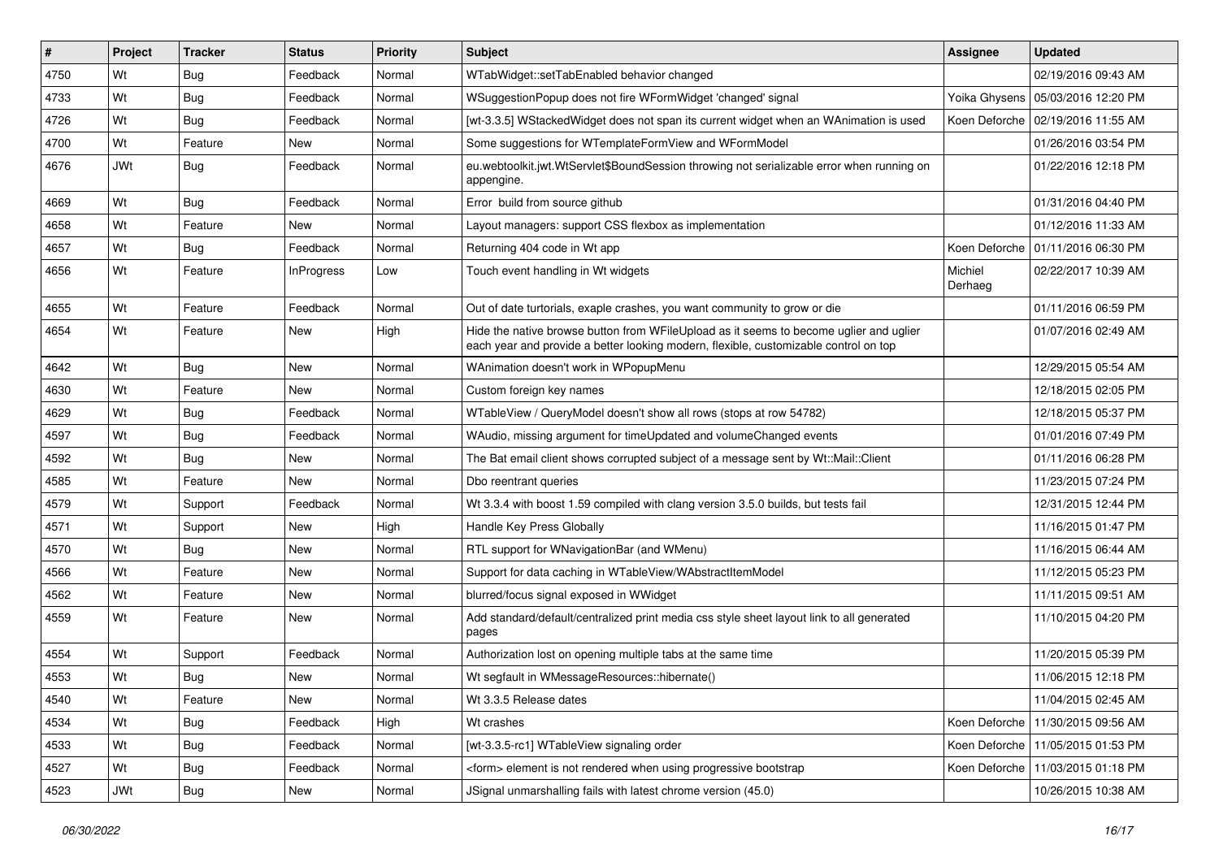| # | Project | Tracker | Status | Priority | Subject | Assignee | Updated |
|---|---|---|---|---|---|---|---|
| 4750 | Wt | Bug | Feedback | Normal | WTabWidget::setTabEnabled behavior changed | | 02/19/2016 09:43 AM |
| 4733 | Wt | Bug | Feedback | Normal | WSuggestionPopup does not fire WFormWidget 'changed' signal | Yoika Ghysens | 05/03/2016 12:20 PM |
| 4726 | Wt | Bug | Feedback | Normal | [wt-3.3.5] WStackedWidget does not span its current widget when an WAnimation is used | Koen Deforche | 02/19/2016 11:55 AM |
| 4700 | Wt | Feature | New | Normal | Some suggestions for WTemplateFormView and WFormModel | | 01/26/2016 03:54 PM |
| 4676 | JWt | Bug | Feedback | Normal | eu.webtoolkit.jwt.WtServlet$BoundSession throwing not serializable error when running on appengine. | | 01/22/2016 12:18 PM |
| 4669 | Wt | Bug | Feedback | Normal | Error build from source github | | 01/31/2016 04:40 PM |
| 4658 | Wt | Feature | New | Normal | Layout managers: support CSS flexbox as implementation | | 01/12/2016 11:33 AM |
| 4657 | Wt | Bug | Feedback | Normal | Returning 404 code in Wt app | Koen Deforche | 01/11/2016 06:30 PM |
| 4656 | Wt | Feature | InProgress | Low | Touch event handling in Wt widgets | Michiel Derhaeg | 02/22/2017 10:39 AM |
| 4655 | Wt | Feature | Feedback | Normal | Out of date turtorials, exaple crashes, you want community to grow or die | | 01/11/2016 06:59 PM |
| 4654 | Wt | Feature | New | High | Hide the native browse button from WFileUpload as it seems to become uglier and uglier each year and provide a better looking modern, flexible, customizable control on top | | 01/07/2016 02:49 AM |
| 4642 | Wt | Bug | New | Normal | WAnimation doesn't work in WPopupMenu | | 12/29/2015 05:54 AM |
| 4630 | Wt | Feature | New | Normal | Custom foreign key names | | 12/18/2015 02:05 PM |
| 4629 | Wt | Bug | Feedback | Normal | WTableView / QueryModel doesn't show all rows (stops at row 54782) | | 12/18/2015 05:37 PM |
| 4597 | Wt | Bug | Feedback | Normal | WAudio, missing argument for timeUpdated and volumeChanged events | | 01/01/2016 07:49 PM |
| 4592 | Wt | Bug | New | Normal | The Bat email client shows corrupted subject of a message sent by Wt::Mail::Client | | 01/11/2016 06:28 PM |
| 4585 | Wt | Feature | New | Normal | Dbo reentrant queries | | 11/23/2015 07:24 PM |
| 4579 | Wt | Support | Feedback | Normal | Wt 3.3.4 with boost 1.59 compiled with clang version 3.5.0 builds, but tests fail | | 12/31/2015 12:44 PM |
| 4571 | Wt | Support | New | High | Handle Key Press Globally | | 11/16/2015 01:47 PM |
| 4570 | Wt | Bug | New | Normal | RTL support for WNavigationBar (and WMenu) | | 11/16/2015 06:44 AM |
| 4566 | Wt | Feature | New | Normal | Support for data caching in WTableView/WAbstractItemModel | | 11/12/2015 05:23 PM |
| 4562 | Wt | Feature | New | Normal | blurred/focus signal exposed in WWidget | | 11/11/2015 09:51 AM |
| 4559 | Wt | Feature | New | Normal | Add standard/default/centralized print media css style sheet layout link to all generated pages | | 11/10/2015 04:20 PM |
| 4554 | Wt | Support | Feedback | Normal | Authorization lost on opening multiple tabs at the same time | | 11/20/2015 05:39 PM |
| 4553 | Wt | Bug | New | Normal | Wt segfault in WMessageResources::hibernate() | | 11/06/2015 12:18 PM |
| 4540 | Wt | Feature | New | Normal | Wt 3.3.5 Release dates | | 11/04/2015 02:45 AM |
| 4534 | Wt | Bug | Feedback | High | Wt crashes | Koen Deforche | 11/30/2015 09:56 AM |
| 4533 | Wt | Bug | Feedback | Normal | [wt-3.3.5-rc1] WTableView signaling order | Koen Deforche | 11/05/2015 01:53 PM |
| 4527 | Wt | Bug | Feedback | Normal | <form> element is not rendered when using progressive bootstrap | Koen Deforche | 11/03/2015 01:18 PM |
| 4523 | JWt | Bug | New | Normal | JSignal unmarshalling fails with latest chrome version (45.0) | | 10/26/2015 10:38 AM |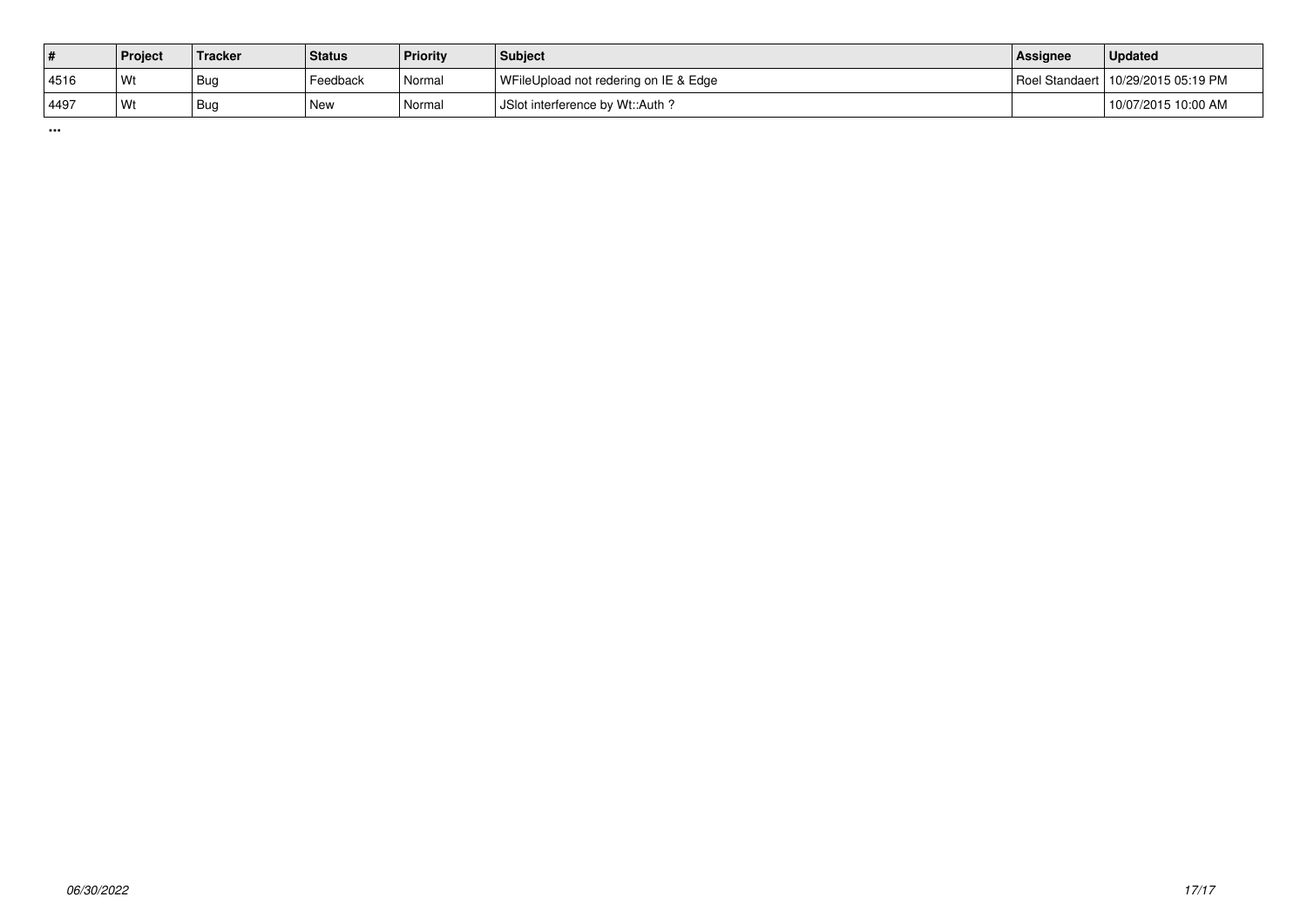| # | Project | Tracker | Status | Priority | Subject | Assignee | Updated |
|---|---|---|---|---|---|---|---|
| 4516 | Wt | Bug | Feedback | Normal | WFileUpload not redering on IE & Edge | Roel Standaert | 10/29/2015 05:19 PM |
| 4497 | Wt | Bug | New | Normal | JSlot interference by Wt::Auth ? | | 10/07/2015 10:00 AM |

...